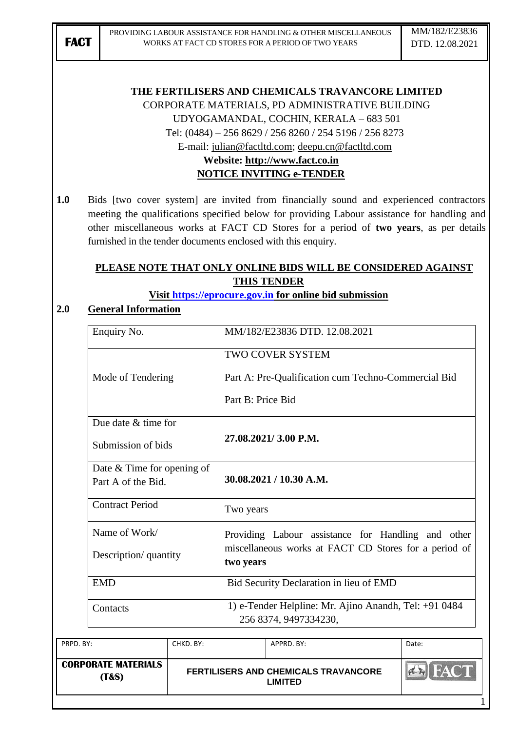**THE FERTILISERS AND CHEMICALS TRAVANCORE LIMITED**

CORPORATE MATERIALS, PD ADMINISTRATIVE BUILDING

UDYOGAMANDAL, COCHIN, KERALA – 683 501

Tel: (0484) – 256 8629 / 256 8260 / 254 5196 / 256 8273

E-mail: julian@factltd.com; deepu.cn@factltd.com

**Website: http://www.fact.co.in**

**NOTICE INVITING e-TENDER**

**1.0** Bids [two cover system] are invited from financially sound and experienced contractors meeting the qualifications specified below for providing Labour assistance for handling and other miscellaneous works at FACT CD Stores for a period of **two years**, as per details furnished in the tender documents enclosed with this enquiry.

**PLEASE NOTE THAT ONLY ONLINE BIDS WILL BE CONSIDERED AGAINST THIS TENDER**

**Visit https://eprocure.gov.in for online bid submission**

## 2.0 General Information

| | |
|---|---|
| Enquiry No. | MM/182/E23836 DTD. 12.08.2021 |
| Mode of Tendering | TWO COVER SYSTEM<br>Part A: Pre-Qualification cum Techno-Commercial Bid<br>Part B: Price Bid |
| Due date & time for Submission of bids | **27.08.2021/ 3.00 P.M.** |
| Date & Time for opening of Part A of the Bid. | **30.08.2021 / 10.30 A.M.** |
| Contract Period | Two years |
| Name of Work/ Description/ quantity | Providing Labour assistance for Handling and other miscellaneous works at FACT CD Stores for a period of **two years** |
| EMD | Bid Security Declaration in lieu of EMD |
| Contacts | 1) e-Tender Helpline: Mr. Ajino Anandh, Tel: +91 0484 256 8374, 9497334230, |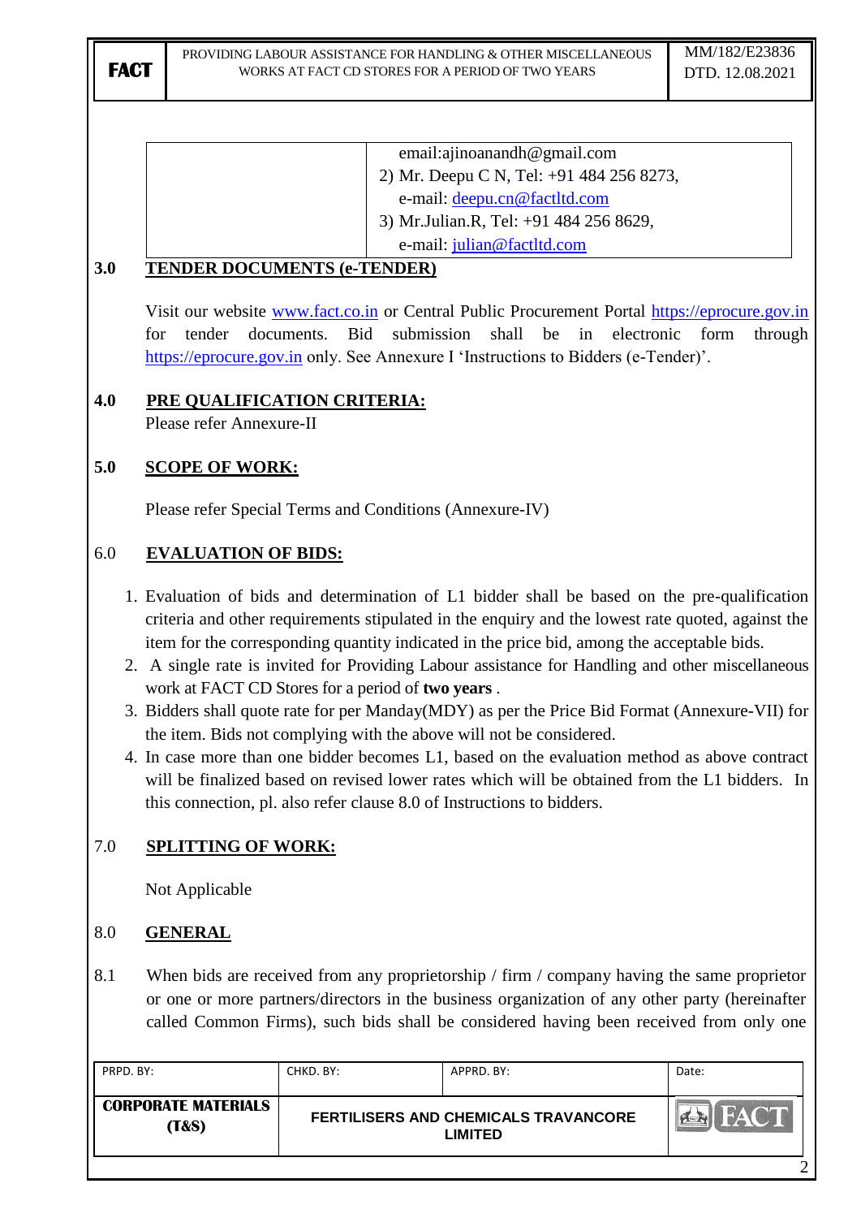| | email:ajinoanandh@gmail.com<br>2) Mr. Deepu C N, Tel: +91 484 256 8273, e-mail: deepu.cn@factltd.com<br>3) Mr.Julian.R, Tel: +91 484 256 8629, e-mail: julian@factltd.com |
|---|---|

## 3.0 TENDER DOCUMENTS (e-TENDER)

Visit our website www.fact.co.in or Central Public Procurement Portal https://eprocure.gov.in for tender documents. Bid submission shall be in electronic form through https://eprocure.gov.in only. See Annexure I 'Instructions to Bidders (e-Tender)'.

## 4.0 PRE QUALIFICATION CRITERIA:

Please refer Annexure-II

## 5.0 SCOPE OF WORK:

Please refer Special Terms and Conditions (Annexure-IV)

## 6.0 EVALUATION OF BIDS:

1. Evaluation of bids and determination of L1 bidder shall be based on the pre-qualification criteria and other requirements stipulated in the enquiry and the lowest rate quoted, against the item for the corresponding quantity indicated in the price bid, among the acceptable bids.
2. A single rate is invited for Providing Labour assistance for Handling and other miscellaneous work at FACT CD Stores for a period of **two years** .
3. Bidders shall quote rate for per Manday(MDY) as per the Price Bid Format (Annexure-VII) for the item. Bids not complying with the above will not be considered.
4. In case more than one bidder becomes L1, based on the evaluation method as above contract will be finalized based on revised lower rates which will be obtained from the L1 bidders. In this connection, pl. also refer clause 8.0 of Instructions to bidders.

## 7.0 SPLITTING OF WORK:

Not Applicable

## 8.0 GENERAL

8.1 When bids are received from any proprietorship / firm / company having the same proprietor or one or more partners/directors in the business organization of any other party (hereinafter called Common Firms), such bids shall be considered having been received from only one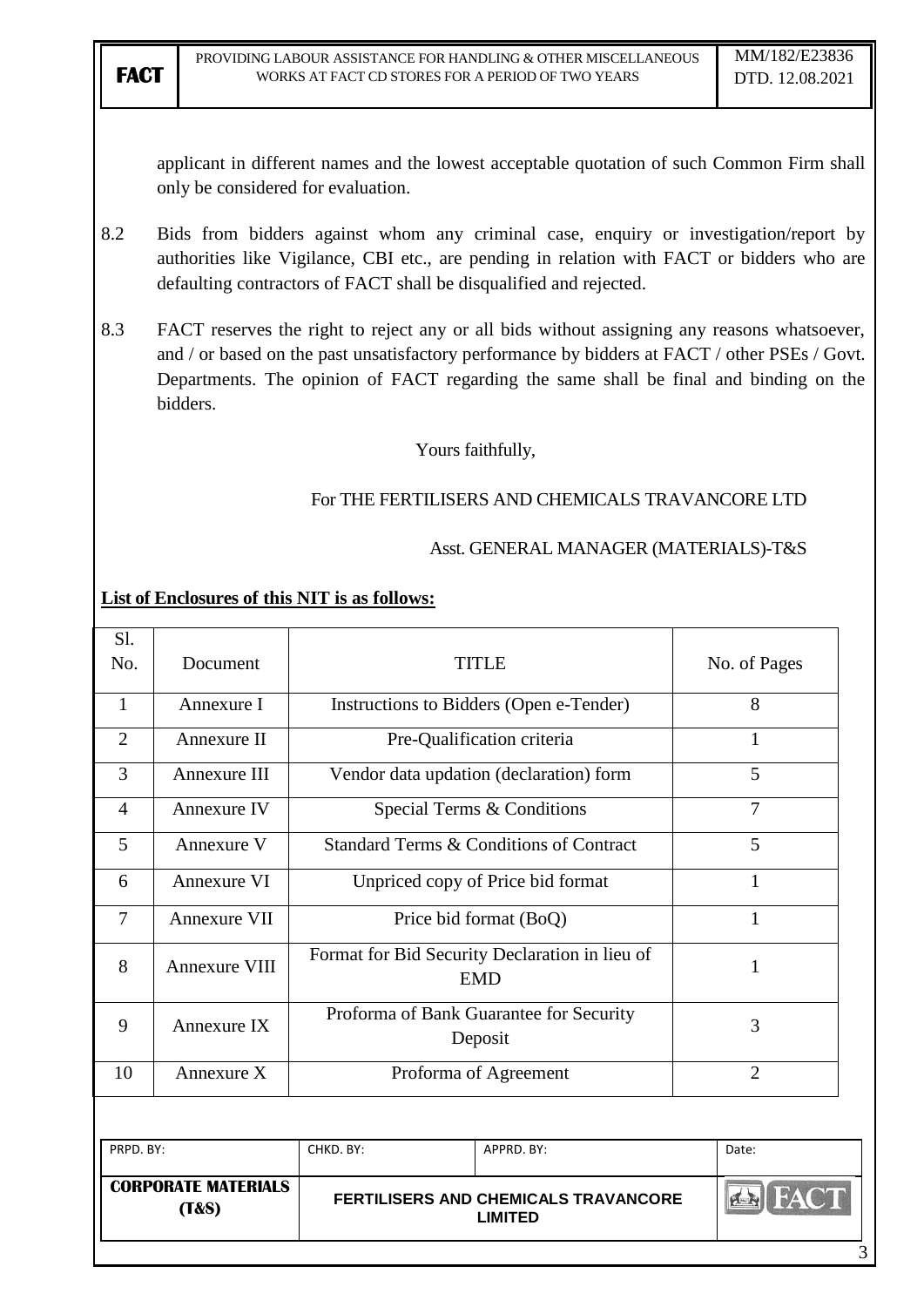applicant in different names and the lowest acceptable quotation of such Common Firm shall only be considered for evaluation.

8.2 Bids from bidders against whom any criminal case, enquiry or investigation/report by authorities like Vigilance, CBI etc., are pending in relation with FACT or bidders who are defaulting contractors of FACT shall be disqualified and rejected.

8.3 FACT reserves the right to reject any or all bids without assigning any reasons whatsoever, and / or based on the past unsatisfactory performance by bidders at FACT / other PSEs / Govt. Departments. The opinion of FACT regarding the same shall be final and binding on the bidders.

Yours faithfully,

For THE FERTILISERS AND CHEMICALS TRAVANCORE LTD

Asst. GENERAL MANAGER (MATERIALS)-T&S

**List of Enclosures of this NIT is as follows:**

| Sl. No. | Document | TITLE | No. of Pages |
|---|---|---|---|
| 1 | Annexure I | Instructions to Bidders (Open e-Tender) | 8 |
| 2 | Annexure II | Pre-Qualification criteria | 1 |
| 3 | Annexure III | Vendor data updation (declaration) form | 5 |
| 4 | Annexure IV | Special Terms & Conditions | 7 |
| 5 | Annexure V | Standard Terms & Conditions of Contract | 5 |
| 6 | Annexure VI | Unpriced copy of Price bid format | 1 |
| 7 | Annexure VII | Price bid format (BoQ) | 1 |
| 8 | Annexure VIII | Format for Bid Security Declaration in lieu of EMD | 1 |
| 9 | Annexure IX | Proforma of Bank Guarantee for Security Deposit | 3 |
| 10 | Annexure X | Proforma of Agreement | 2 |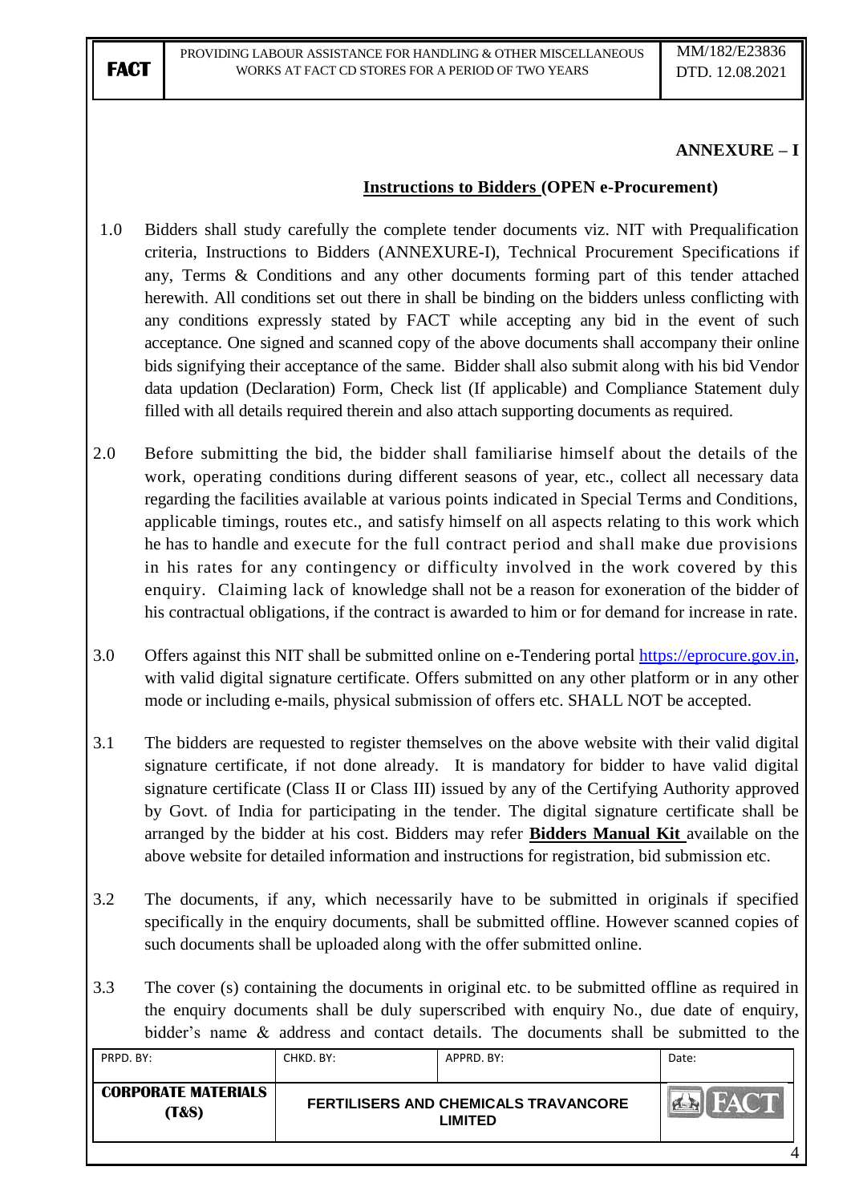## ANNEXURE – I

### Instructions to Bidders (OPEN e-Procurement)

1.0 Bidders shall study carefully the complete tender documents viz. NIT with Prequalification criteria, Instructions to Bidders (ANNEXURE-I), Technical Procurement Specifications if any, Terms & Conditions and any other documents forming part of this tender attached herewith. All conditions set out there in shall be binding on the bidders unless conflicting with any conditions expressly stated by FACT while accepting any bid in the event of such acceptance. One signed and scanned copy of the above documents shall accompany their online bids signifying their acceptance of the same. Bidder shall also submit along with his bid Vendor data updation (Declaration) Form, Check list (If applicable) and Compliance Statement duly filled with all details required therein and also attach supporting documents as required.

2.0 Before submitting the bid, the bidder shall familiarise himself about the details of the work, operating conditions during different seasons of year, etc., collect all necessary data regarding the facilities available at various points indicated in Special Terms and Conditions, applicable timings, routes etc., and satisfy himself on all aspects relating to this work which he has to handle and execute for the full contract period and shall make due provisions in his rates for any contingency or difficulty involved in the work covered by this enquiry. Claiming lack of knowledge shall not be a reason for exoneration of the bidder of his contractual obligations, if the contract is awarded to him or for demand for increase in rate.

3.0 Offers against this NIT shall be submitted online on e-Tendering portal https://eprocure.gov.in, with valid digital signature certificate. Offers submitted on any other platform or in any other mode or including e-mails, physical submission of offers etc. SHALL NOT be accepted.

3.1 The bidders are requested to register themselves on the above website with their valid digital signature certificate, if not done already. It is mandatory for bidder to have valid digital signature certificate (Class II or Class III) issued by any of the Certifying Authority approved by Govt. of India for participating in the tender. The digital signature certificate shall be arranged by the bidder at his cost. Bidders may refer **Bidders Manual Kit** available on the above website for detailed information and instructions for registration, bid submission etc.

3.2 The documents, if any, which necessarily have to be submitted in originals if specified specifically in the enquiry documents, shall be submitted offline. However scanned copies of such documents shall be uploaded along with the offer submitted online.

3.3 The cover (s) containing the documents in original etc. to be submitted offline as required in the enquiry documents shall be duly superscribed with enquiry No., due date of enquiry, bidder's name & address and contact details. The documents shall be submitted to the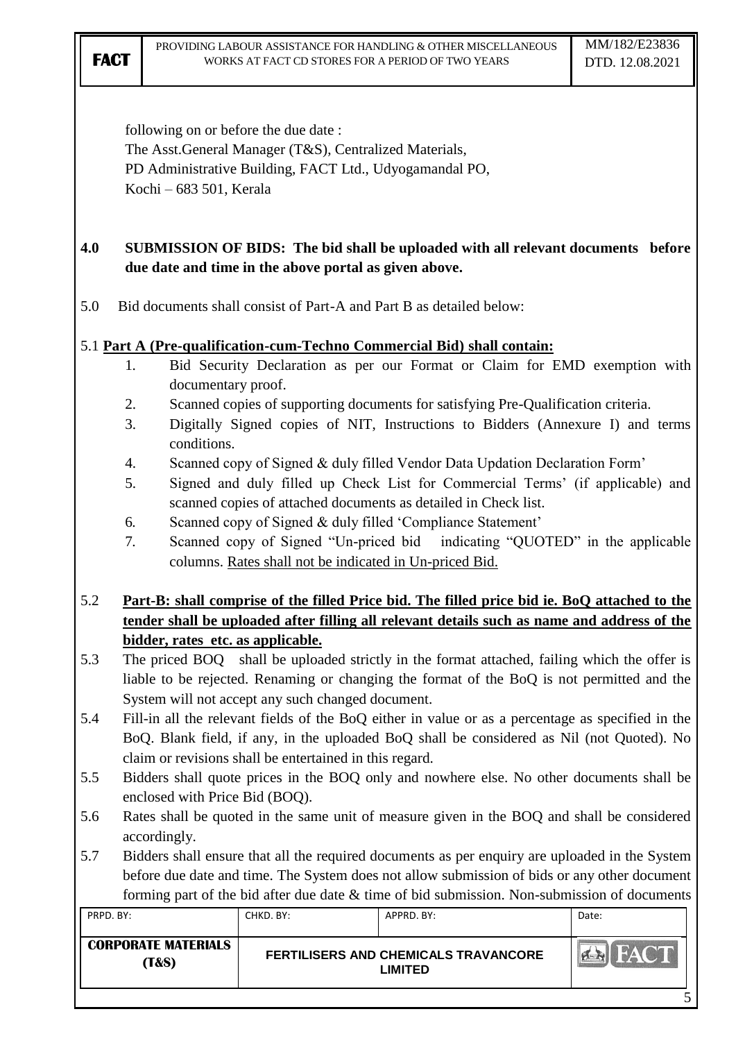following on or before the due date :
The Asst.General Manager (T&S), Centralized Materials,
PD Administrative Building, FACT Ltd., Udyogamandal PO,
Kochi – 683 501, Kerala

**4.0 SUBMISSION OF BIDS: The bid shall be uploaded with all relevant documents before due date and time in the above portal as given above.**

5.0 Bid documents shall consist of Part-A and Part B as detailed below:

5.1 **<u>Part A (Pre-qualification-cum-Techno Commercial Bid) shall contain:</u>**

1. Bid Security Declaration as per our Format or Claim for EMD exemption with documentary proof.
2. Scanned copies of supporting documents for satisfying Pre-Qualification criteria.
3. Digitally Signed copies of NIT, Instructions to Bidders (Annexure I) and terms conditions.
4. Scanned copy of Signed & duly filled Vendor Data Updation Declaration Form'
5. Signed and duly filled up Check List for Commercial Terms' (if applicable) and scanned copies of attached documents as detailed in Check list.
6. Scanned copy of Signed & duly filled 'Compliance Statement'
7. Scanned copy of Signed "Un-priced bid indicating "QUOTED" in the applicable columns. <u>Rates shall not be indicated in Un-priced Bid.</u>

5.2 **<u>Part-B: shall comprise of the filled Price bid. The filled price bid ie. BoQ attached to the tender shall be uploaded after filling all relevant details such as name and address of the bidder, rates etc. as applicable.</u>**

5.3 The priced BOQ shall be uploaded strictly in the format attached, failing which the offer is liable to be rejected. Renaming or changing the format of the BoQ is not permitted and the System will not accept any such changed document.

5.4 Fill-in all the relevant fields of the BoQ either in value or as a percentage as specified in the BoQ. Blank field, if any, in the uploaded BoQ shall be considered as Nil (not Quoted). No claim or revisions shall be entertained in this regard.

5.5 Bidders shall quote prices in the BOQ only and nowhere else. No other documents shall be enclosed with Price Bid (BOQ).

5.6 Rates shall be quoted in the same unit of measure given in the BOQ and shall be considered accordingly.

5.7 Bidders shall ensure that all the required documents as per enquiry are uploaded in the System before due date and time. The System does not allow submission of bids or any other document forming part of the bid after due date & time of bid submission. Non-submission of documents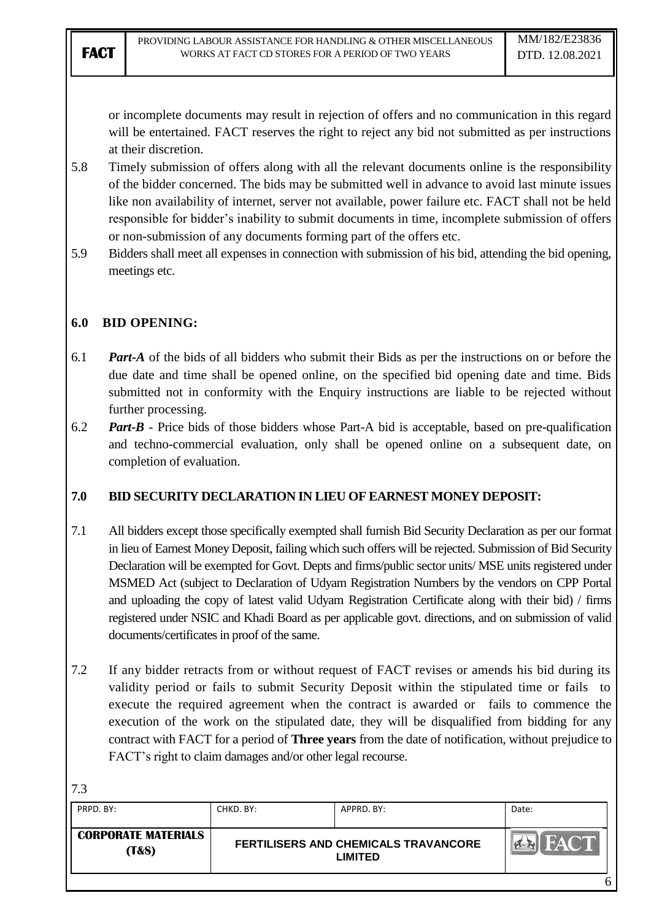or incomplete documents may result in rejection of offers and no communication in this regard will be entertained. FACT reserves the right to reject any bid not submitted as per instructions at their discretion.

5.8 Timely submission of offers along with all the relevant documents online is the responsibility of the bidder concerned. The bids may be submitted well in advance to avoid last minute issues like non availability of internet, server not available, power failure etc. FACT shall not be held responsible for bidder's inability to submit documents in time, incomplete submission of offers or non-submission of any documents forming part of the offers etc.

5.9 Bidders shall meet all expenses in connection with submission of his bid, attending the bid opening, meetings etc.

## 6.0 BID OPENING:

6.1 ***Part-A*** of the bids of all bidders who submit their Bids as per the instructions on or before the due date and time shall be opened online, on the specified bid opening date and time. Bids submitted not in conformity with the Enquiry instructions are liable to be rejected without further processing.

6.2 ***Part-B*** - Price bids of those bidders whose Part-A bid is acceptable, based on pre-qualification and techno-commercial evaluation, only shall be opened online on a subsequent date, on completion of evaluation.

## 7.0 BID SECURITY DECLARATION IN LIEU OF EARNEST MONEY DEPOSIT:

7.1 All bidders except those specifically exempted shall furnish Bid Security Declaration as per our format in lieu of Earnest Money Deposit, failing which such offers will be rejected. Submission of Bid Security Declaration will be exempted for Govt. Depts and firms/public sector units/ MSE units registered under MSMED Act (subject to Declaration of Udyam Registration Numbers by the vendors on CPP Portal and uploading the copy of latest valid Udyam Registration Certificate along with their bid) / firms registered under NSIC and Khadi Board as per applicable govt. directions, and on submission of valid documents/certificates in proof of the same.

7.2 If any bidder retracts from or without request of FACT revises or amends his bid during its validity period or fails to submit Security Deposit within the stipulated time or fails to execute the required agreement when the contract is awarded or fails to commence the execution of the work on the stipulated date, they will be disqualified from bidding for any contract with FACT for a period of **Three years** from the date of notification, without prejudice to FACT's right to claim damages and/or other legal recourse.

7.3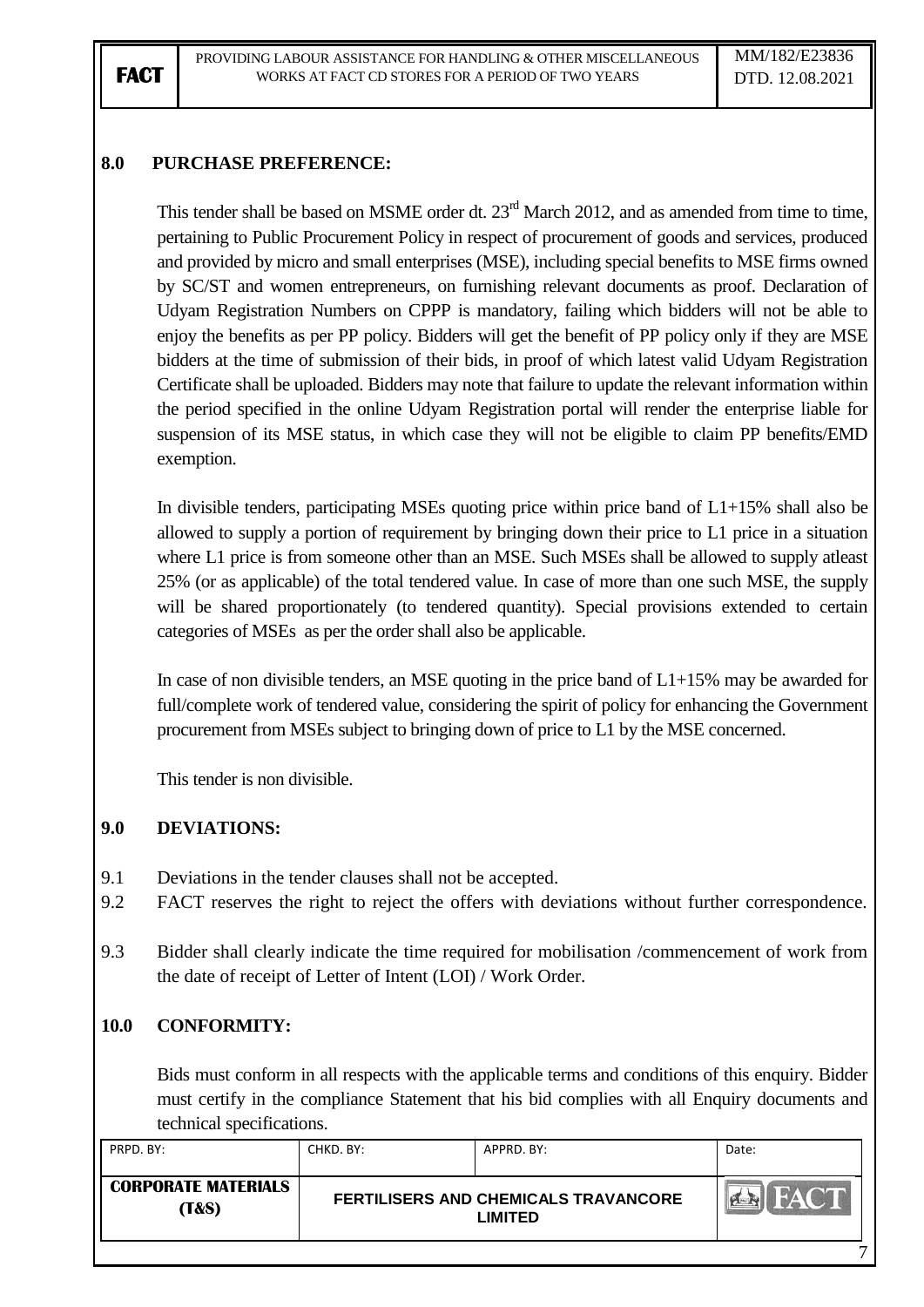## 8.0 PURCHASE PREFERENCE:

This tender shall be based on MSME order dt. 23rd March 2012, and as amended from time to time, pertaining to Public Procurement Policy in respect of procurement of goods and services, produced and provided by micro and small enterprises (MSE), including special benefits to MSE firms owned by SC/ST and women entrepreneurs, on furnishing relevant documents as proof. Declaration of Udyam Registration Numbers on CPPP is mandatory, failing which bidders will not be able to enjoy the benefits as per PP policy. Bidders will get the benefit of PP policy only if they are MSE bidders at the time of submission of their bids, in proof of which latest valid Udyam Registration Certificate shall be uploaded. Bidders may note that failure to update the relevant information within the period specified in the online Udyam Registration portal will render the enterprise liable for suspension of its MSE status, in which case they will not be eligible to claim PP benefits/EMD exemption.

In divisible tenders, participating MSEs quoting price within price band of L1+15% shall also be allowed to supply a portion of requirement by bringing down their price to L1 price in a situation where L1 price is from someone other than an MSE. Such MSEs shall be allowed to supply atleast 25% (or as applicable) of the total tendered value. In case of more than one such MSE, the supply will be shared proportionately (to tendered quantity). Special provisions extended to certain categories of MSEs as per the order shall also be applicable.

In case of non divisible tenders, an MSE quoting in the price band of L1+15% may be awarded for full/complete work of tendered value, considering the spirit of policy for enhancing the Government procurement from MSEs subject to bringing down of price to L1 by the MSE concerned.

This tender is non divisible.

## 9.0 DEVIATIONS:

9.1 Deviations in the tender clauses shall not be accepted.

9.2 FACT reserves the right to reject the offers with deviations without further correspondence.

9.3 Bidder shall clearly indicate the time required for mobilisation /commencement of work from the date of receipt of Letter of Intent (LOI) / Work Order.

## 10.0 CONFORMITY:

Bids must conform in all respects with the applicable terms and conditions of this enquiry. Bidder must certify in the compliance Statement that his bid complies with all Enquiry documents and technical specifications.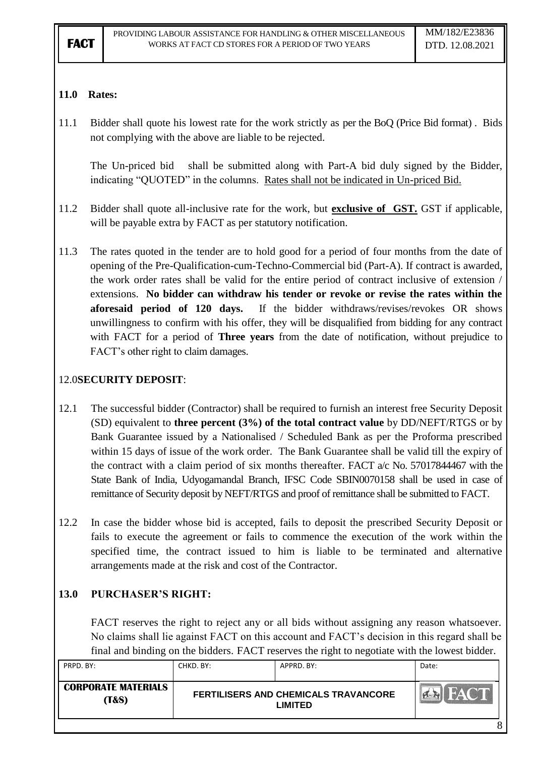## 11.0 Rates:

11.1 Bidder shall quote his lowest rate for the work strictly as per the BoQ (Price Bid format) . Bids not complying with the above are liable to be rejected.

The Un-priced bid shall be submitted along with Part-A bid duly signed by the Bidder, indicating "QUOTED" in the columns. Rates shall not be indicated in Un-priced Bid.

11.2 Bidder shall quote all-inclusive rate for the work, but **exclusive of GST.** GST if applicable, will be payable extra by FACT as per statutory notification.

11.3 The rates quoted in the tender are to hold good for a period of four months from the date of opening of the Pre-Qualification-cum-Techno-Commercial bid (Part-A). If contract is awarded, the work order rates shall be valid for the entire period of contract inclusive of extension / extensions. **No bidder can withdraw his tender or revoke or revise the rates within the aforesaid period of 120 days.** If the bidder withdraws/revises/revokes OR shows unwillingness to confirm with his offer, they will be disqualified from bidding for any contract with FACT for a period of **Three years** from the date of notification, without prejudice to FACT's other right to claim damages.

## 12.0 SECURITY DEPOSIT:

12.1 The successful bidder (Contractor) shall be required to furnish an interest free Security Deposit (SD) equivalent to **three percent (3%) of the total contract value** by DD/NEFT/RTGS or by Bank Guarantee issued by a Nationalised / Scheduled Bank as per the Proforma prescribed within 15 days of issue of the work order. The Bank Guarantee shall be valid till the expiry of the contract with a claim period of six months thereafter. FACT a/c No. 57017844467 with the State Bank of India, Udyogamandal Branch, IFSC Code SBIN0070158 shall be used in case of remittance of Security deposit by NEFT/RTGS and proof of remittance shall be submitted to FACT.

12.2 In case the bidder whose bid is accepted, fails to deposit the prescribed Security Deposit or fails to execute the agreement or fails to commence the execution of the work within the specified time, the contract issued to him is liable to be terminated and alternative arrangements made at the risk and cost of the Contractor.

## 13.0 PURCHASER'S RIGHT:

FACT reserves the right to reject any or all bids without assigning any reason whatsoever. No claims shall lie against FACT on this account and FACT's decision in this regard shall be final and binding on the bidders. FACT reserves the right to negotiate with the lowest bidder.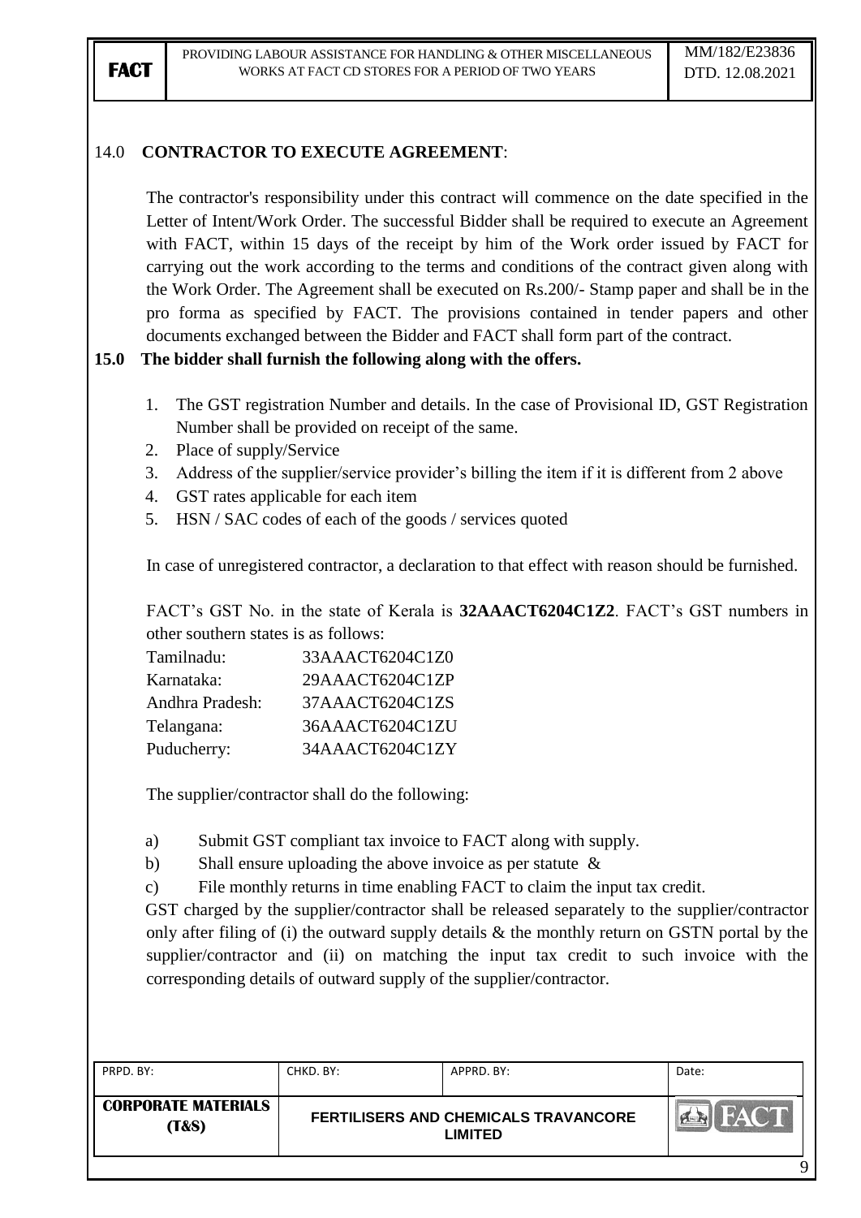## 14.0 CONTRACTOR TO EXECUTE AGREEMENT:

The contractor's responsibility under this contract will commence on the date specified in the Letter of Intent/Work Order. The successful Bidder shall be required to execute an Agreement with FACT, within 15 days of the receipt by him of the Work order issued by FACT for carrying out the work according to the terms and conditions of the contract given along with the Work Order. The Agreement shall be executed on Rs.200/- Stamp paper and shall be in the pro forma as specified by FACT. The provisions contained in tender papers and other documents exchanged between the Bidder and FACT shall form part of the contract.

## 15.0 The bidder shall furnish the following along with the offers.

1. The GST registration Number and details. In the case of Provisional ID, GST Registration Number shall be provided on receipt of the same.
2. Place of supply/Service
3. Address of the supplier/service provider's billing the item if it is different from 2 above
4. GST rates applicable for each item
5. HSN / SAC codes of each of the goods / services quoted

In case of unregistered contractor, a declaration to that effect with reason should be furnished.

FACT's GST No. in the state of Kerala is **32AAACT6204C1Z2**. FACT's GST numbers in other southern states is as follows:

| | |
|---|---|
| Tamilnadu: | 33AAACT6204C1Z0 |
| Karnataka: | 29AAACT6204C1ZP |
| Andhra Pradesh: | 37AAACT6204C1ZS |
| Telangana: | 36AAACT6204C1ZU |
| Puducherry: | 34AAACT6204C1ZY |

The supplier/contractor shall do the following:

a) Submit GST compliant tax invoice to FACT along with supply.

b) Shall ensure uploading the above invoice as per statute &

c) File monthly returns in time enabling FACT to claim the input tax credit.

GST charged by the supplier/contractor shall be released separately to the supplier/contractor only after filing of (i) the outward supply details & the monthly return on GSTN portal by the supplier/contractor and (ii) on matching the input tax credit to such invoice with the corresponding details of outward supply of the supplier/contractor.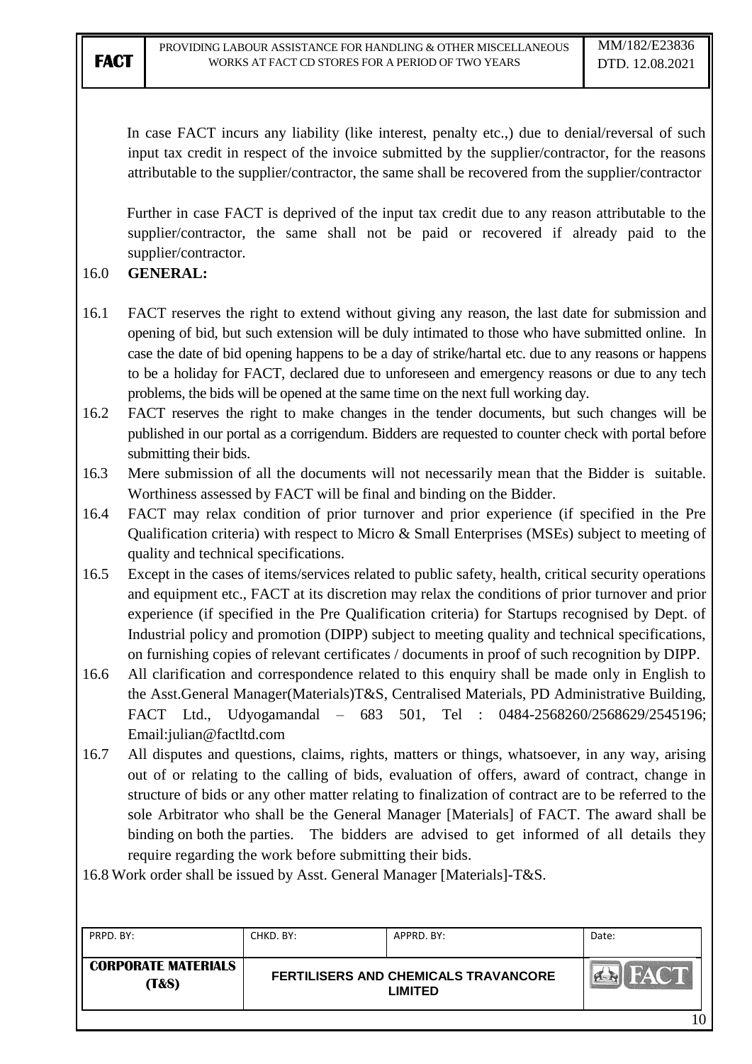In case FACT incurs any liability (like interest, penalty etc.,) due to denial/reversal of such input tax credit in respect of the invoice submitted by the supplier/contractor, for the reasons attributable to the supplier/contractor, the same shall be recovered from the supplier/contractor

Further in case FACT is deprived of the input tax credit due to any reason attributable to the supplier/contractor, the same shall not be paid or recovered if already paid to the supplier/contractor.

16.0 **GENERAL:**

16.1 FACT reserves the right to extend without giving any reason, the last date for submission and opening of bid, but such extension will be duly intimated to those who have submitted online. In case the date of bid opening happens to be a day of strike/hartal etc. due to any reasons or happens to be a holiday for FACT, declared due to unforeseen and emergency reasons or due to any tech problems, the bids will be opened at the same time on the next full working day.

16.2 FACT reserves the right to make changes in the tender documents, but such changes will be published in our portal as a corrigendum. Bidders are requested to counter check with portal before submitting their bids.

16.3 Mere submission of all the documents will not necessarily mean that the Bidder is suitable. Worthiness assessed by FACT will be final and binding on the Bidder.

16.4 FACT may relax condition of prior turnover and prior experience (if specified in the Pre Qualification criteria) with respect to Micro & Small Enterprises (MSEs) subject to meeting of quality and technical specifications.

16.5 Except in the cases of items/services related to public safety, health, critical security operations and equipment etc., FACT at its discretion may relax the conditions of prior turnover and prior experience (if specified in the Pre Qualification criteria) for Startups recognised by Dept. of Industrial policy and promotion (DIPP) subject to meeting quality and technical specifications, on furnishing copies of relevant certificates / documents in proof of such recognition by DIPP.

16.6 All clarification and correspondence related to this enquiry shall be made only in English to the Asst.General Manager(Materials)T&S, Centralised Materials, PD Administrative Building, FACT Ltd., Udyogamandal – 683 501, Tel : 0484-2568260/2568629/2545196; Email:julian@factltd.com

16.7 All disputes and questions, claims, rights, matters or things, whatsoever, in any way, arising out of or relating to the calling of bids, evaluation of offers, award of contract, change in structure of bids or any other matter relating to finalization of contract are to be referred to the sole Arbitrator who shall be the General Manager [Materials] of FACT. The award shall be binding on both the parties. The bidders are advised to get informed of all details they require regarding the work before submitting their bids.

16.8 Work order shall be issued by Asst. General Manager [Materials]-T&S.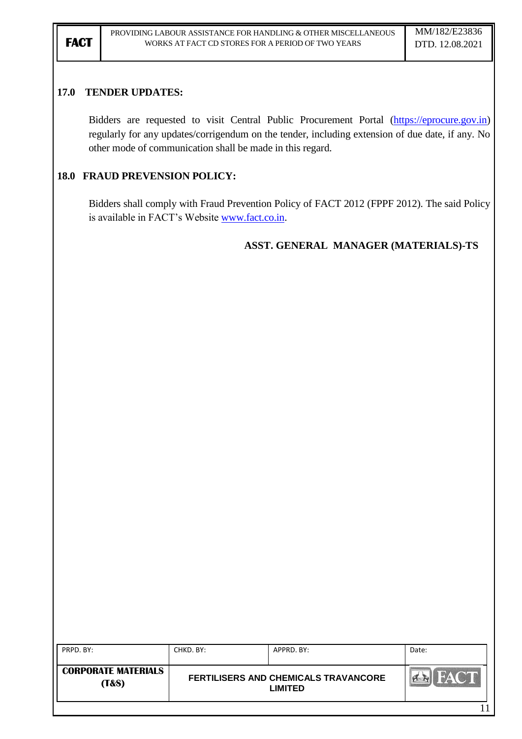## 17.0 TENDER UPDATES:

Bidders are requested to visit Central Public Procurement Portal (https://eprocure.gov.in) regularly for any updates/corrigendum on the tender, including extension of due date, if any. No other mode of communication shall be made in this regard.

## 18.0 FRAUD PREVENSION POLICY:

Bidders shall comply with Fraud Prevention Policy of FACT 2012 (FPPF 2012). The said Policy is available in FACT's Website www.fact.co.in.

**ASST. GENERAL MANAGER (MATERIALS)-TS**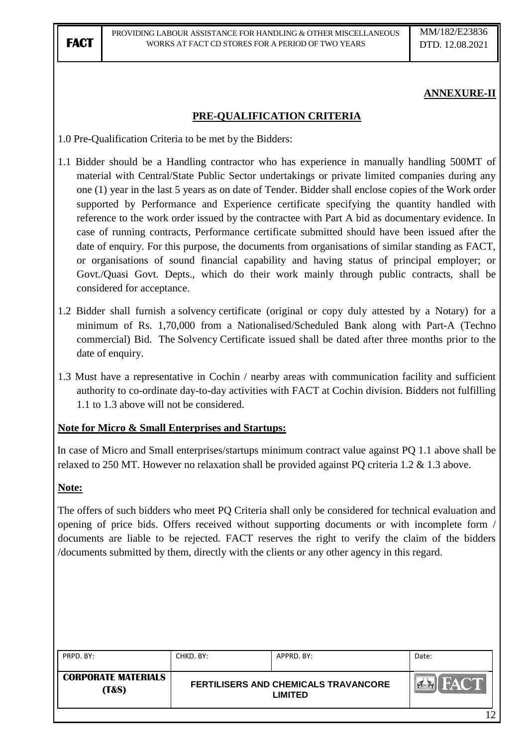## ANNEXURE-II

## PRE-QUALIFICATION CRITERIA

1.0 Pre-Qualification Criteria to be met by the Bidders:

1.1 Bidder should be a Handling contractor who has experience in manually handling 500MT of material with Central/State Public Sector undertakings or private limited companies during any one (1) year in the last 5 years as on date of Tender. Bidder shall enclose copies of the Work order supported by Performance and Experience certificate specifying the quantity handled with reference to the work order issued by the contractee with Part A bid as documentary evidence. In case of running contracts, Performance certificate submitted should have been issued after the date of enquiry. For this purpose, the documents from organisations of similar standing as FACT, or organisations of sound financial capability and having status of principal employer; or Govt./Quasi Govt. Depts., which do their work mainly through public contracts, shall be considered for acceptance.

1.2 Bidder shall furnish a solvency certificate (original or copy duly attested by a Notary) for a minimum of Rs. 1,70,000 from a Nationalised/Scheduled Bank along with Part-A (Techno commercial) Bid. The Solvency Certificate issued shall be dated after three months prior to the date of enquiry.

1.3 Must have a representative in Cochin / nearby areas with communication facility and sufficient authority to co-ordinate day-to-day activities with FACT at Cochin division. Bidders not fulfilling 1.1 to 1.3 above will not be considered.

**Note for Micro & Small Enterprises and Startups:**

In case of Micro and Small enterprises/startups minimum contract value against PQ 1.1 above shall be relaxed to 250 MT. However no relaxation shall be provided against PQ criteria 1.2 & 1.3 above.

**Note:**

The offers of such bidders who meet PQ Criteria shall only be considered for technical evaluation and opening of price bids. Offers received without supporting documents or with incomplete form / documents are liable to be rejected. FACT reserves the right to verify the claim of the bidders /documents submitted by them, directly with the clients or any other agency in this regard.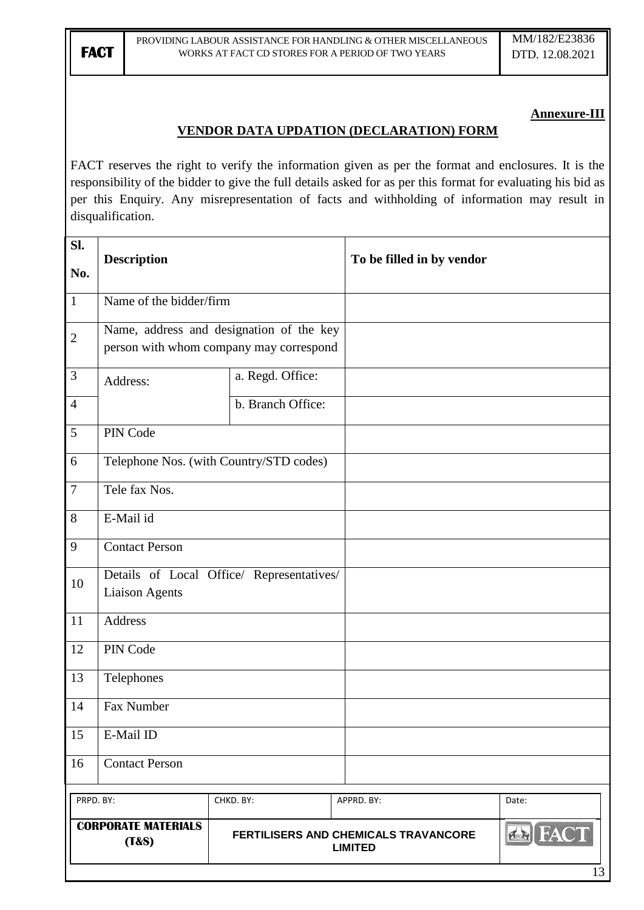**Annexure-III**

## VENDOR DATA UPDATION (DECLARATION) FORM

FACT reserves the right to verify the information given as per the format and enclosures. It is the responsibility of the bidder to give the full details asked for as per this format for evaluating his bid as per this Enquiry. Any misrepresentation of facts and withholding of information may result in disqualification.

| Sl. No. | Description | | To be filled in by vendor |
|---|---|---|---|
| 1 | Name of the bidder/firm | | |
| 2 | Name, address and designation of the key person with whom company may correspond | | |
| 3 | Address: | a. Regd. Office: | |
| 4 | | b. Branch Office: | |
| 5 | PIN Code | | |
| 6 | Telephone Nos. (with Country/STD codes) | | |
| 7 | Tele fax Nos. | | |
| 8 | E-Mail id | | |
| 9 | Contact Person | | |
| 10 | Details of Local Office/ Representatives/ Liaison Agents | | |
| 11 | Address | | |
| 12 | PIN Code | | |
| 13 | Telephones | | |
| 14 | Fax Number | | |
| 15 | E-Mail ID | | |
| 16 | Contact Person | | |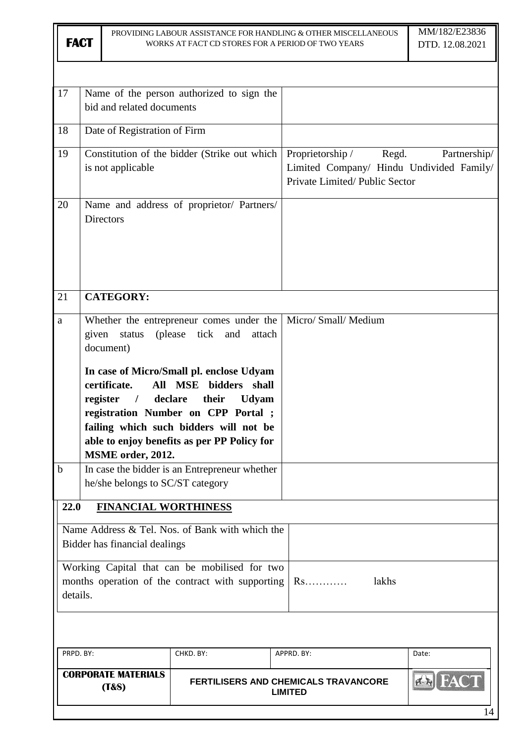| 17 | Name of the person authorized to sign the bid and related documents | |
|---|---|---|
| 18 | Date of Registration of Firm | |
| 19 | Constitution of the bidder (Strike out which is not applicable | Proprietorship / Regd. Partnership/ Limited Company/ Hindu Undivided Family/ Private Limited/ Public Sector |
| 20 | Name and address of proprietor/ Partners/ Directors | |
| 21 | **CATEGORY:** | |
| a | Whether the entrepreneur comes under the given status (please tick and attach document)<br><br>**In case of Micro/Small pl. enclose Udyam certificate. All MSE bidders shall register / declare their Udyam registration Number on CPP Portal ; failing which such bidders will not be able to enjoy benefits as per PP Policy for MSME order, 2012.** | Micro/ Small/ Medium |
| b | In case the bidder is an Entrepreneur whether he/she belongs to SC/ST category | |

**22.0 FINANCIAL WORTHINESS**

| | |
|---|---|
| Name Address & Tel. Nos. of Bank with which the Bidder has financial dealings | |
| Working Capital that can be mobilised for two months operation of the contract with supporting details. | Rs………… lakhs |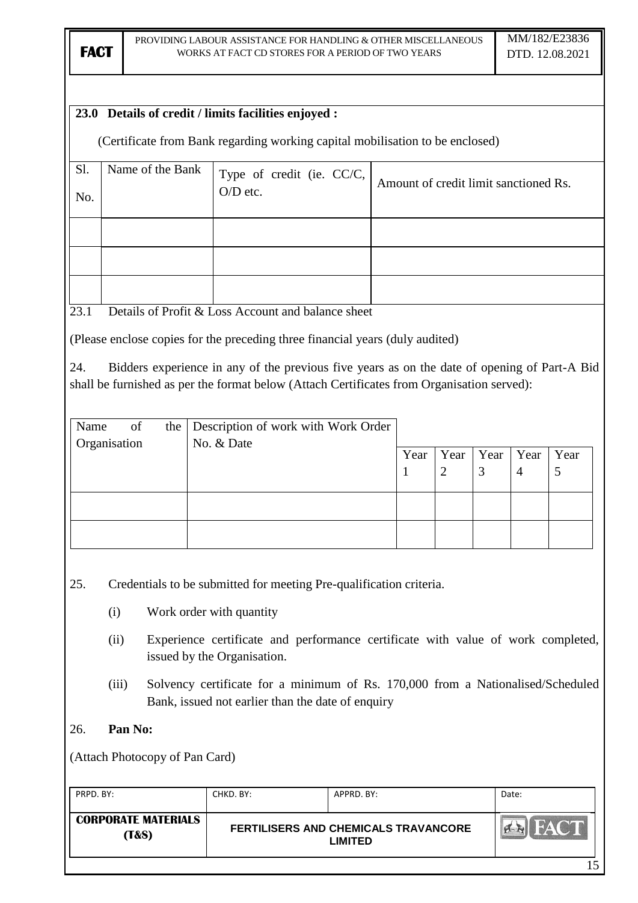**23.0 Details of credit / limits facilities enjoyed :**

(Certificate from Bank regarding working capital mobilisation to be enclosed)

| Sl. No. | Name of the Bank | Type of credit (ie. CC/C, O/D etc. | Amount of credit limit sanctioned Rs. |
|---|---|---|---|
| | | | |
| | | | |
| | | | |

23.1 Details of Profit & Loss Account and balance sheet

(Please enclose copies for the preceding three financial years (duly audited)

24. Bidders experience in any of the previous five years as on the date of opening of Part-A Bid shall be furnished as per the format below (Attach Certificates from Organisation served):

| Name of the Organisation | Description of work with Work Order No. & Date | Year 1 | Year 2 | Year 3 | Year 4 | Year 5 |
|---|---|---|---|---|---|---|
| | | | | | | |
| | | | | | | |

25. Credentials to be submitted for meeting Pre-qualification criteria.

(i) Work order with quantity

(ii) Experience certificate and performance certificate with value of work completed, issued by the Organisation.

(iii) Solvency certificate for a minimum of Rs. 170,000 from a Nationalised/Scheduled Bank, issued not earlier than the date of enquiry

26. **Pan No:**

(Attach Photocopy of Pan Card)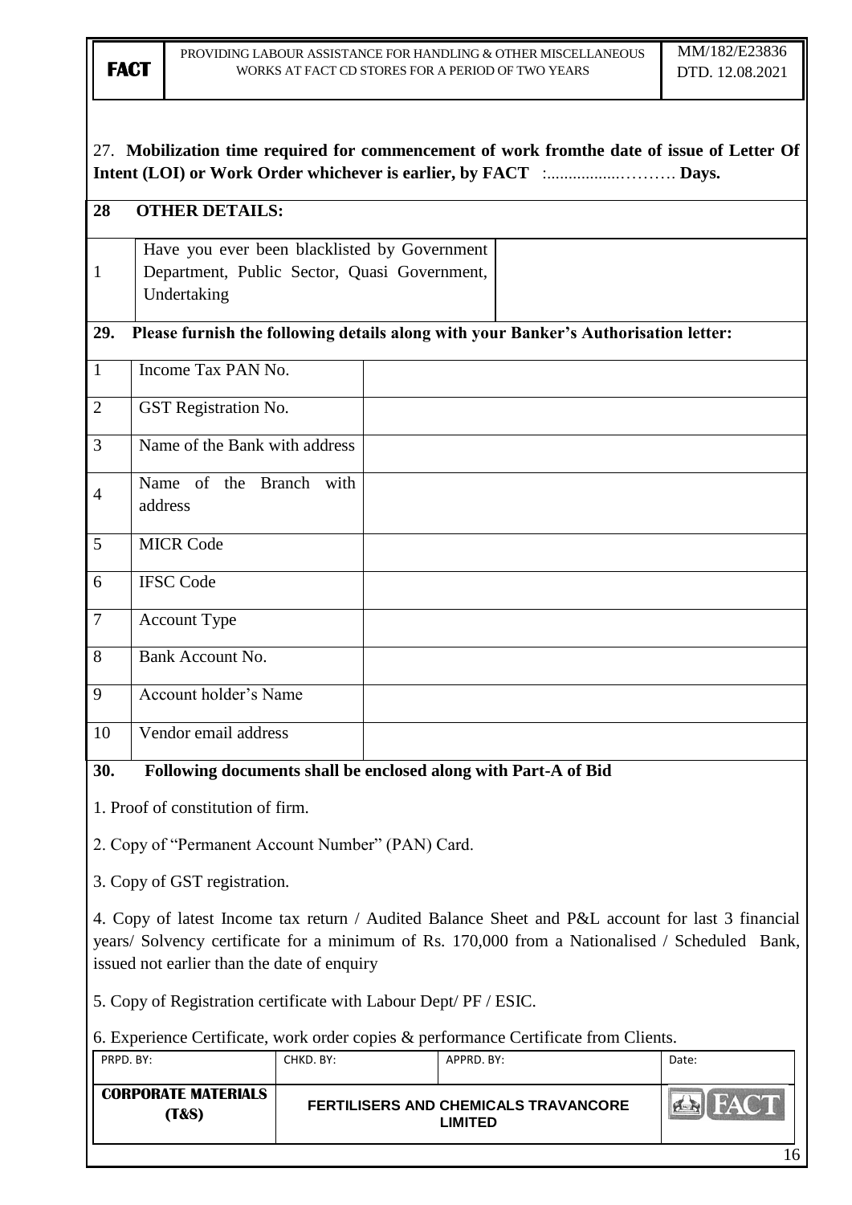27. **Mobilization time required for commencement of work fromthe date of issue of Letter Of Intent (LOI) or Work Order whichever is earlier, by FACT** :.................……… **Days.**

**28 OTHER DETAILS:**

| | | |
|---|---|---|
| 1 | Have you ever been blacklisted by Government Department, Public Sector, Quasi Government, Undertaking | |

**29. Please furnish the following details along with your Banker's Authorisation letter:**

| | | |
|---|---|---|
| 1 | Income Tax PAN No. | |
| 2 | GST Registration No. | |
| 3 | Name of the Bank with address | |
| 4 | Name of the Branch with address | |
| 5 | MICR Code | |
| 6 | IFSC Code | |
| 7 | Account Type | |
| 8 | Bank Account No. | |
| 9 | Account holder's Name | |
| 10 | Vendor email address | |

**30. Following documents shall be enclosed along with Part-A of Bid**

1. Proof of constitution of firm.

2. Copy of "Permanent Account Number" (PAN) Card.

3. Copy of GST registration.

4. Copy of latest Income tax return / Audited Balance Sheet and P&L account for last 3 financial years/ Solvency certificate for a minimum of Rs. 170,000 from a Nationalised / Scheduled Bank, issued not earlier than the date of enquiry

5. Copy of Registration certificate with Labour Dept/ PF / ESIC.

6. Experience Certificate, work order copies & performance Certificate from Clients.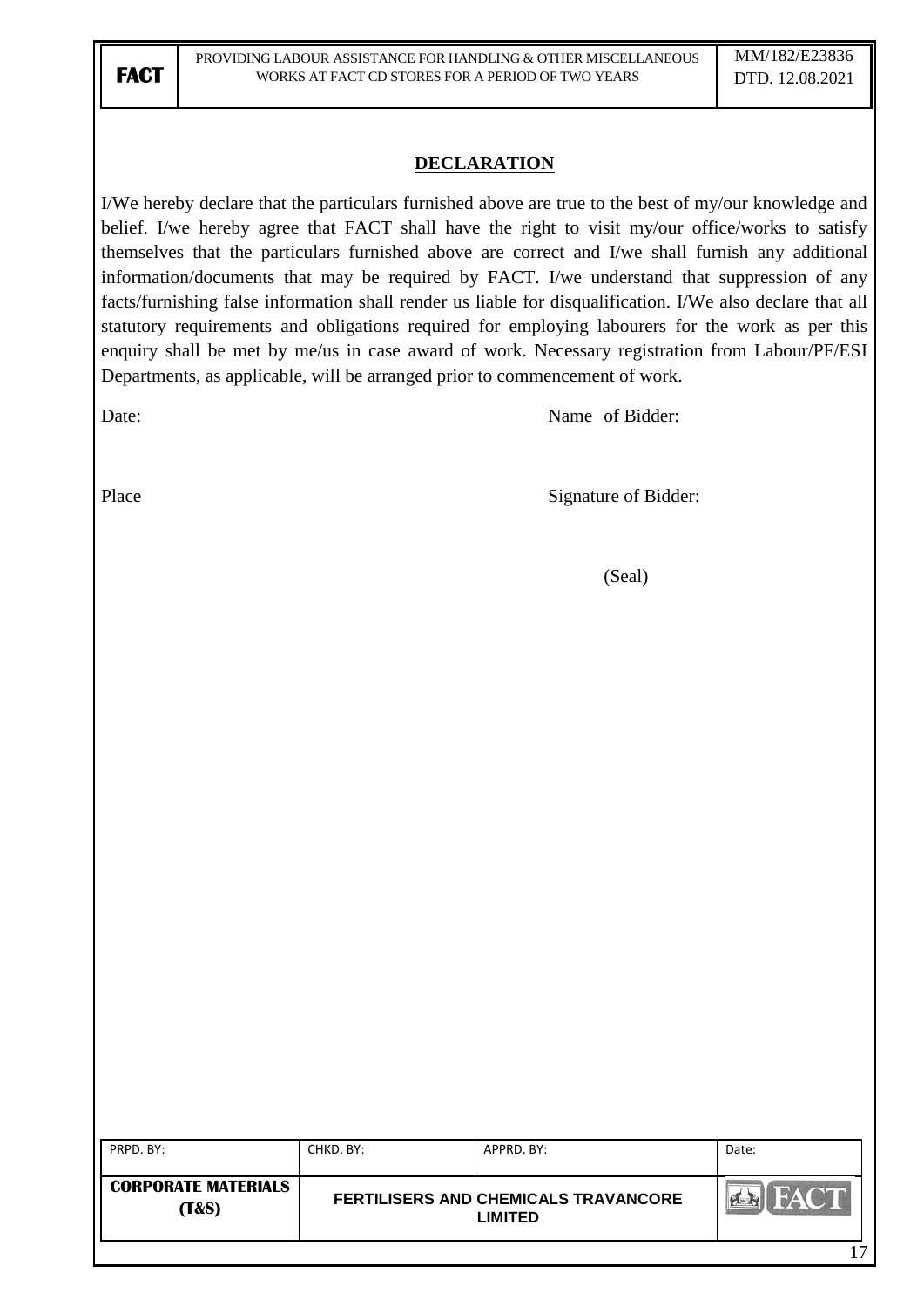## DECLARATION

I/We hereby declare that the particulars furnished above are true to the best of my/our knowledge and belief. I/we hereby agree that FACT shall have the right to visit my/our office/works to satisfy themselves that the particulars furnished above are correct and I/we shall furnish any additional information/documents that may be required by FACT. I/we understand that suppression of any facts/furnishing false information shall render us liable for disqualification. I/We also declare that all statutory requirements and obligations required for employing labourers for the work as per this enquiry shall be met by me/us in case award of work. Necessary registration from Labour/PF/ESI Departments, as applicable, will be arranged prior to commencement of work.

Date: Name of Bidder:

Place Signature of Bidder:

(Seal)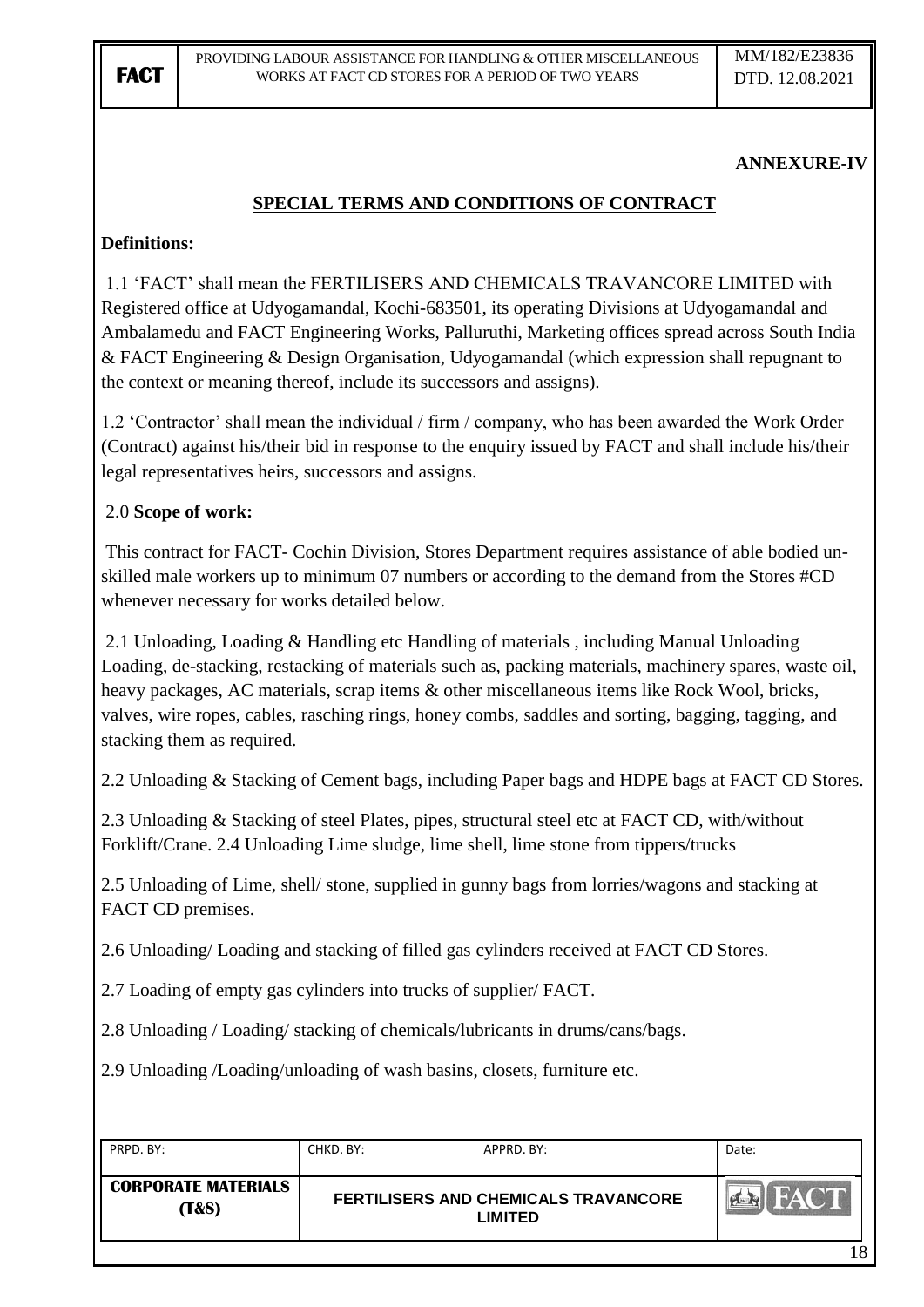**ANNEXURE-IV**

## SPECIAL TERMS AND CONDITIONS OF CONTRACT

**Definitions:**

1.1 'FACT' shall mean the FERTILISERS AND CHEMICALS TRAVANCORE LIMITED with Registered office at Udyogamandal, Kochi-683501, its operating Divisions at Udyogamandal and Ambalamedu and FACT Engineering Works, Palluruthi, Marketing offices spread across South India & FACT Engineering & Design Organisation, Udyogamandal (which expression shall repugnant to the context or meaning thereof, include its successors and assigns).

1.2 'Contractor' shall mean the individual / firm / company, who has been awarded the Work Order (Contract) against his/their bid in response to the enquiry issued by FACT and shall include his/their legal representatives heirs, successors and assigns.

2.0 **Scope of work:**

This contract for FACT- Cochin Division, Stores Department requires assistance of able bodied un-skilled male workers up to minimum 07 numbers or according to the demand from the Stores #CD whenever necessary for works detailed below.

2.1 Unloading, Loading & Handling etc Handling of materials , including Manual Unloading Loading, de-stacking, restacking of materials such as, packing materials, machinery spares, waste oil, heavy packages, AC materials, scrap items & other miscellaneous items like Rock Wool, bricks, valves, wire ropes, cables, rasching rings, honey combs, saddles and sorting, bagging, tagging, and stacking them as required.

2.2 Unloading & Stacking of Cement bags, including Paper bags and HDPE bags at FACT CD Stores.

2.3 Unloading & Stacking of steel Plates, pipes, structural steel etc at FACT CD, with/without Forklift/Crane. 2.4 Unloading Lime sludge, lime shell, lime stone from tippers/trucks

2.5 Unloading of Lime, shell/ stone, supplied in gunny bags from lorries/wagons and stacking at FACT CD premises.

2.6 Unloading/ Loading and stacking of filled gas cylinders received at FACT CD Stores.

2.7 Loading of empty gas cylinders into trucks of supplier/ FACT.

2.8 Unloading / Loading/ stacking of chemicals/lubricants in drums/cans/bags.

2.9 Unloading /Loading/unloading of wash basins, closets, furniture etc.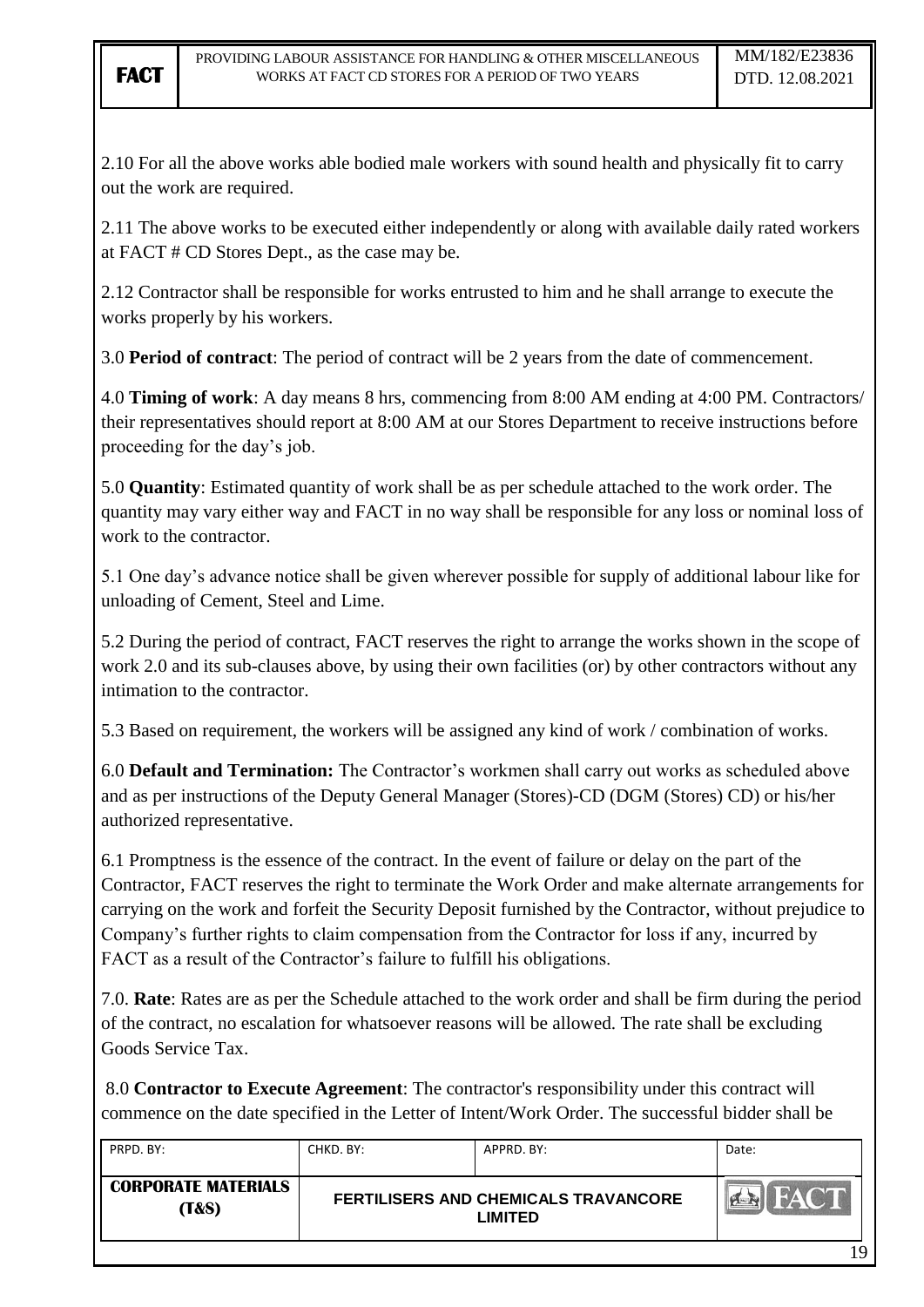2.10 For all the above works able bodied male workers with sound health and physically fit to carry out the work are required.

2.11 The above works to be executed either independently or along with available daily rated workers at FACT # CD Stores Dept., as the case may be.

2.12 Contractor shall be responsible for works entrusted to him and he shall arrange to execute the works properly by his workers.

3.0 **Period of contract**: The period of contract will be 2 years from the date of commencement.

4.0 **Timing of work**: A day means 8 hrs, commencing from 8:00 AM ending at 4:00 PM. Contractors/ their representatives should report at 8:00 AM at our Stores Department to receive instructions before proceeding for the day's job.

5.0 **Quantity**: Estimated quantity of work shall be as per schedule attached to the work order. The quantity may vary either way and FACT in no way shall be responsible for any loss or nominal loss of work to the contractor.

5.1 One day's advance notice shall be given wherever possible for supply of additional labour like for unloading of Cement, Steel and Lime.

5.2 During the period of contract, FACT reserves the right to arrange the works shown in the scope of work 2.0 and its sub-clauses above, by using their own facilities (or) by other contractors without any intimation to the contractor.

5.3 Based on requirement, the workers will be assigned any kind of work / combination of works.

6.0 **Default and Termination:** The Contractor's workmen shall carry out works as scheduled above and as per instructions of the Deputy General Manager (Stores)-CD (DGM (Stores) CD) or his/her authorized representative.

6.1 Promptness is the essence of the contract. In the event of failure or delay on the part of the Contractor, FACT reserves the right to terminate the Work Order and make alternate arrangements for carrying on the work and forfeit the Security Deposit furnished by the Contractor, without prejudice to Company's further rights to claim compensation from the Contractor for loss if any, incurred by FACT as a result of the Contractor's failure to fulfill his obligations.

7.0. **Rate**: Rates are as per the Schedule attached to the work order and shall be firm during the period of the contract, no escalation for whatsoever reasons will be allowed. The rate shall be excluding Goods Service Tax.

8.0 **Contractor to Execute Agreement**: The contractor's responsibility under this contract will commence on the date specified in the Letter of Intent/Work Order. The successful bidder shall be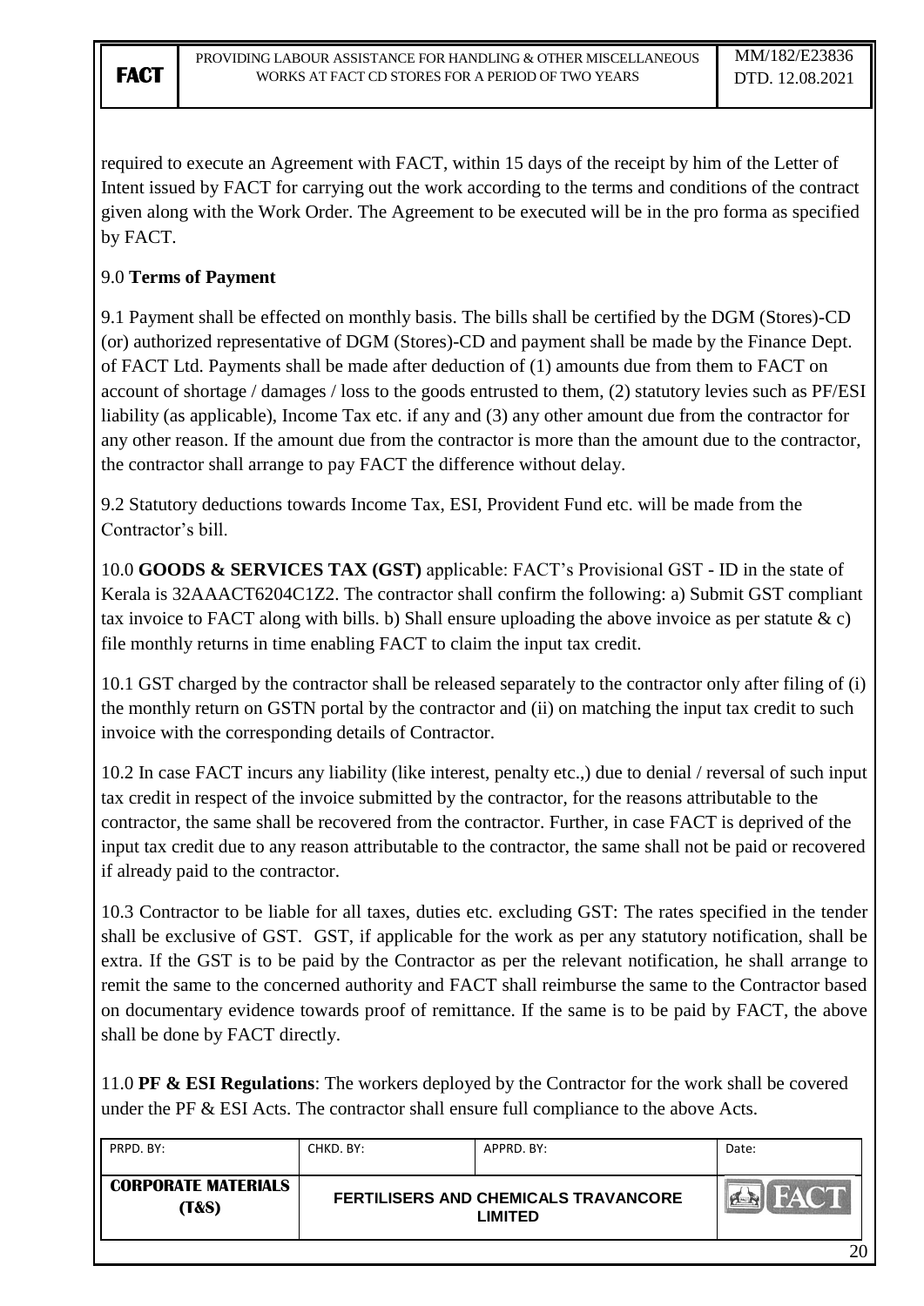required to execute an Agreement with FACT, within 15 days of the receipt by him of the Letter of Intent issued by FACT for carrying out the work according to the terms and conditions of the contract given along with the Work Order. The Agreement to be executed will be in the pro forma as specified by FACT.

9.0 **Terms of Payment**

9.1 Payment shall be effected on monthly basis. The bills shall be certified by the DGM (Stores)-CD (or) authorized representative of DGM (Stores)-CD and payment shall be made by the Finance Dept. of FACT Ltd. Payments shall be made after deduction of (1) amounts due from them to FACT on account of shortage / damages / loss to the goods entrusted to them, (2) statutory levies such as PF/ESI liability (as applicable), Income Tax etc. if any and (3) any other amount due from the contractor for any other reason. If the amount due from the contractor is more than the amount due to the contractor, the contractor shall arrange to pay FACT the difference without delay.

9.2 Statutory deductions towards Income Tax, ESI, Provident Fund etc. will be made from the Contractor's bill.

10.0 **GOODS & SERVICES TAX (GST)** applicable: FACT's Provisional GST - ID in the state of Kerala is 32AAACT6204C1Z2. The contractor shall confirm the following: a) Submit GST compliant tax invoice to FACT along with bills. b) Shall ensure uploading the above invoice as per statute & c) file monthly returns in time enabling FACT to claim the input tax credit.

10.1 GST charged by the contractor shall be released separately to the contractor only after filing of (i) the monthly return on GSTN portal by the contractor and (ii) on matching the input tax credit to such invoice with the corresponding details of Contractor.

10.2 In case FACT incurs any liability (like interest, penalty etc.,) due to denial / reversal of such input tax credit in respect of the invoice submitted by the contractor, for the reasons attributable to the contractor, the same shall be recovered from the contractor. Further, in case FACT is deprived of the input tax credit due to any reason attributable to the contractor, the same shall not be paid or recovered if already paid to the contractor.

10.3 Contractor to be liable for all taxes, duties etc. excluding GST: The rates specified in the tender shall be exclusive of GST. GST, if applicable for the work as per any statutory notification, shall be extra. If the GST is to be paid by the Contractor as per the relevant notification, he shall arrange to remit the same to the concerned authority and FACT shall reimburse the same to the Contractor based on documentary evidence towards proof of remittance. If the same is to be paid by FACT, the above shall be done by FACT directly.

11.0 **PF & ESI Regulations**: The workers deployed by the Contractor for the work shall be covered under the PF & ESI Acts. The contractor shall ensure full compliance to the above Acts.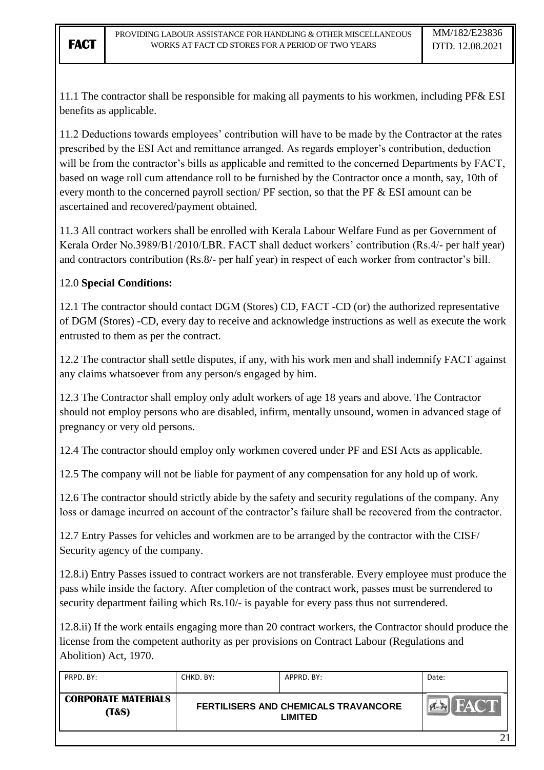11.1 The contractor shall be responsible for making all payments to his workmen, including PF& ESI benefits as applicable.

11.2 Deductions towards employees' contribution will have to be made by the Contractor at the rates prescribed by the ESI Act and remittance arranged. As regards employer's contribution, deduction will be from the contractor's bills as applicable and remitted to the concerned Departments by FACT, based on wage roll cum attendance roll to be furnished by the Contractor once a month, say, 10th of every month to the concerned payroll section/ PF section, so that the PF & ESI amount can be ascertained and recovered/payment obtained.

11.3 All contract workers shall be enrolled with Kerala Labour Welfare Fund as per Government of Kerala Order No.3989/B1/2010/LBR. FACT shall deduct workers' contribution (Rs.4/- per half year) and contractors contribution (Rs.8/- per half year) in respect of each worker from contractor's bill.

12.0 **Special Conditions:**

12.1 The contractor should contact DGM (Stores) CD, FACT -CD (or) the authorized representative of DGM (Stores) -CD, every day to receive and acknowledge instructions as well as execute the work entrusted to them as per the contract.

12.2 The contractor shall settle disputes, if any, with his work men and shall indemnify FACT against any claims whatsoever from any person/s engaged by him.

12.3 The Contractor shall employ only adult workers of age 18 years and above. The Contractor should not employ persons who are disabled, infirm, mentally unsound, women in advanced stage of pregnancy or very old persons.

12.4 The contractor should employ only workmen covered under PF and ESI Acts as applicable.

12.5 The company will not be liable for payment of any compensation for any hold up of work.

12.6 The contractor should strictly abide by the safety and security regulations of the company. Any loss or damage incurred on account of the contractor's failure shall be recovered from the contractor.

12.7 Entry Passes for vehicles and workmen are to be arranged by the contractor with the CISF/ Security agency of the company.

12.8.i) Entry Passes issued to contract workers are not transferable. Every employee must produce the pass while inside the factory. After completion of the contract work, passes must be surrendered to security department failing which Rs.10/- is payable for every pass thus not surrendered.

12.8.ii) If the work entails engaging more than 20 contract workers, the Contractor should produce the license from the competent authority as per provisions on Contract Labour (Regulations and Abolition) Act, 1970.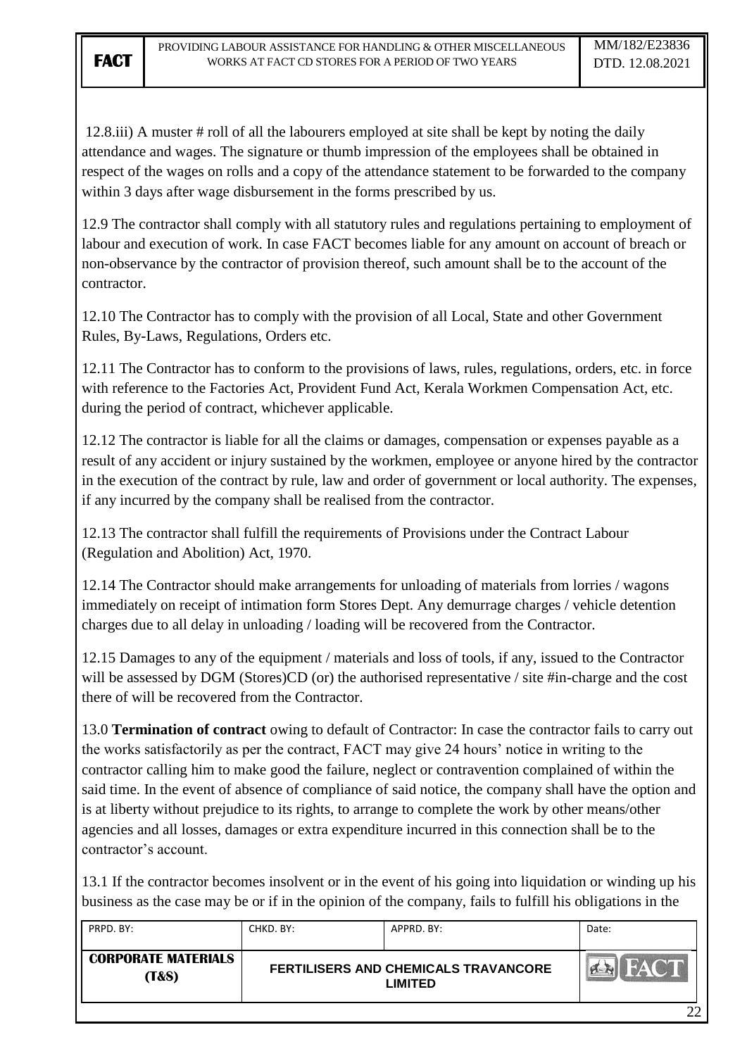12.8.iii) A muster # roll of all the labourers employed at site shall be kept by noting the daily attendance and wages. The signature or thumb impression of the employees shall be obtained in respect of the wages on rolls and a copy of the attendance statement to be forwarded to the company within 3 days after wage disbursement in the forms prescribed by us.

12.9 The contractor shall comply with all statutory rules and regulations pertaining to employment of labour and execution of work. In case FACT becomes liable for any amount on account of breach or non-observance by the contractor of provision thereof, such amount shall be to the account of the contractor.

12.10 The Contractor has to comply with the provision of all Local, State and other Government Rules, By-Laws, Regulations, Orders etc.

12.11 The Contractor has to conform to the provisions of laws, rules, regulations, orders, etc. in force with reference to the Factories Act, Provident Fund Act, Kerala Workmen Compensation Act, etc. during the period of contract, whichever applicable.

12.12 The contractor is liable for all the claims or damages, compensation or expenses payable as a result of any accident or injury sustained by the workmen, employee or anyone hired by the contractor in the execution of the contract by rule, law and order of government or local authority. The expenses, if any incurred by the company shall be realised from the contractor.

12.13 The contractor shall fulfill the requirements of Provisions under the Contract Labour (Regulation and Abolition) Act, 1970.

12.14 The Contractor should make arrangements for unloading of materials from lorries / wagons immediately on receipt of intimation form Stores Dept. Any demurrage charges / vehicle detention charges due to all delay in unloading / loading will be recovered from the Contractor.

12.15 Damages to any of the equipment / materials and loss of tools, if any, issued to the Contractor will be assessed by DGM (Stores)CD (or) the authorised representative / site #in-charge and the cost there of will be recovered from the Contractor.

13.0 **Termination of contract** owing to default of Contractor: In case the contractor fails to carry out the works satisfactorily as per the contract, FACT may give 24 hours' notice in writing to the contractor calling him to make good the failure, neglect or contravention complained of within the said time. In the event of absence of compliance of said notice, the company shall have the option and is at liberty without prejudice to its rights, to arrange to complete the work by other means/other agencies and all losses, damages or extra expenditure incurred in this connection shall be to the contractor's account.

13.1 If the contractor becomes insolvent or in the event of his going into liquidation or winding up his business as the case may be or if in the opinion of the company, fails to fulfill his obligations in the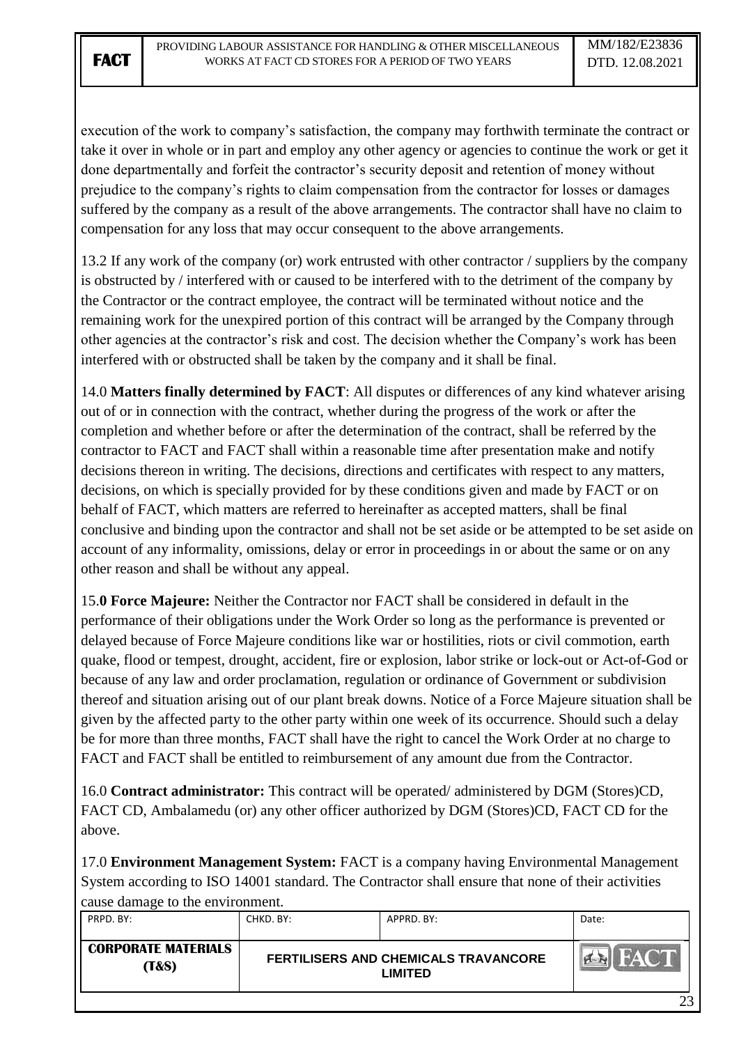execution of the work to company's satisfaction, the company may forthwith terminate the contract or take it over in whole or in part and employ any other agency or agencies to continue the work or get it done departmentally and forfeit the contractor's security deposit and retention of money without prejudice to the company's rights to claim compensation from the contractor for losses or damages suffered by the company as a result of the above arrangements. The contractor shall have no claim to compensation for any loss that may occur consequent to the above arrangements.

13.2 If any work of the company (or) work entrusted with other contractor / suppliers by the company is obstructed by / interfered with or caused to be interfered with to the detriment of the company by the Contractor or the contract employee, the contract will be terminated without notice and the remaining work for the unexpired portion of this contract will be arranged by the Company through other agencies at the contractor's risk and cost. The decision whether the Company's work has been interfered with or obstructed shall be taken by the company and it shall be final.

14.0 **Matters finally determined by FACT**: All disputes or differences of any kind whatever arising out of or in connection with the contract, whether during the progress of the work or after the completion and whether before or after the determination of the contract, shall be referred by the contractor to FACT and FACT shall within a reasonable time after presentation make and notify decisions thereon in writing. The decisions, directions and certificates with respect to any matters, decisions, on which is specially provided for by these conditions given and made by FACT or on behalf of FACT, which matters are referred to hereinafter as accepted matters, shall be final conclusive and binding upon the contractor and shall not be set aside or be attempted to be set aside on account of any informality, omissions, delay or error in proceedings in or about the same or on any other reason and shall be without any appeal.

15.**0 Force Majeure:** Neither the Contractor nor FACT shall be considered in default in the performance of their obligations under the Work Order so long as the performance is prevented or delayed because of Force Majeure conditions like war or hostilities, riots or civil commotion, earth quake, flood or tempest, drought, accident, fire or explosion, labor strike or lock-out or Act-of-God or because of any law and order proclamation, regulation or ordinance of Government or subdivision thereof and situation arising out of our plant break downs. Notice of a Force Majeure situation shall be given by the affected party to the other party within one week of its occurrence. Should such a delay be for more than three months, FACT shall have the right to cancel the Work Order at no charge to FACT and FACT shall be entitled to reimbursement of any amount due from the Contractor.

16.0 **Contract administrator:** This contract will be operated/ administered by DGM (Stores)CD, FACT CD, Ambalamedu (or) any other officer authorized by DGM (Stores)CD, FACT CD for the above.

17.0 **Environment Management System:** FACT is a company having Environmental Management System according to ISO 14001 standard. The Contractor shall ensure that none of their activities cause damage to the environment.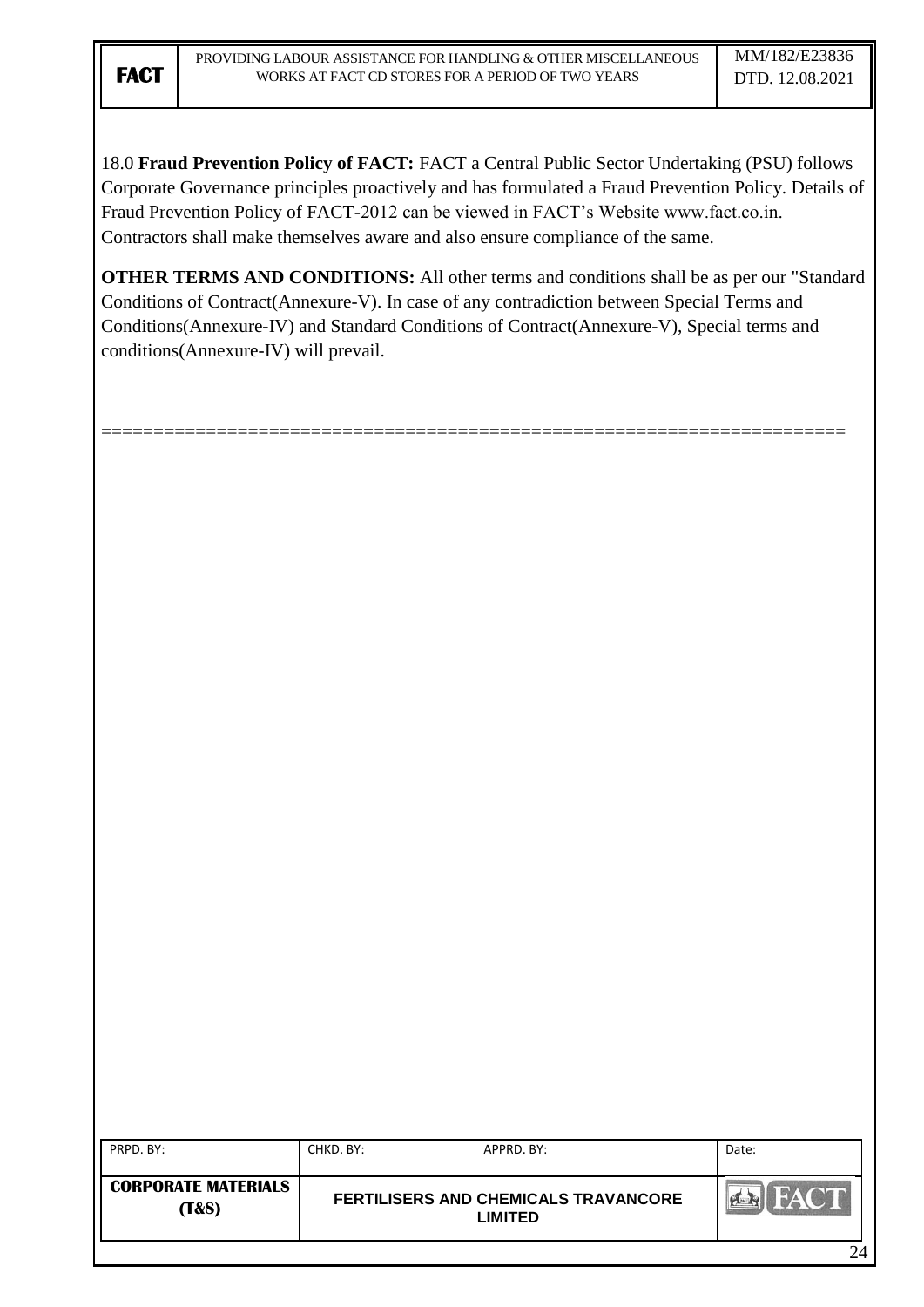18.0 **Fraud Prevention Policy of FACT:** FACT a Central Public Sector Undertaking (PSU) follows Corporate Governance principles proactively and has formulated a Fraud Prevention Policy. Details of Fraud Prevention Policy of FACT-2012 can be viewed in FACT's Website www.fact.co.in. Contractors shall make themselves aware and also ensure compliance of the same.

**OTHER TERMS AND CONDITIONS:** All other terms and conditions shall be as per our "Standard Conditions of Contract(Annexure-V). In case of any contradiction between Special Terms and Conditions(Annexure-IV) and Standard Conditions of Contract(Annexure-V), Special terms and conditions(Annexure-IV) will prevail.

=====================================================================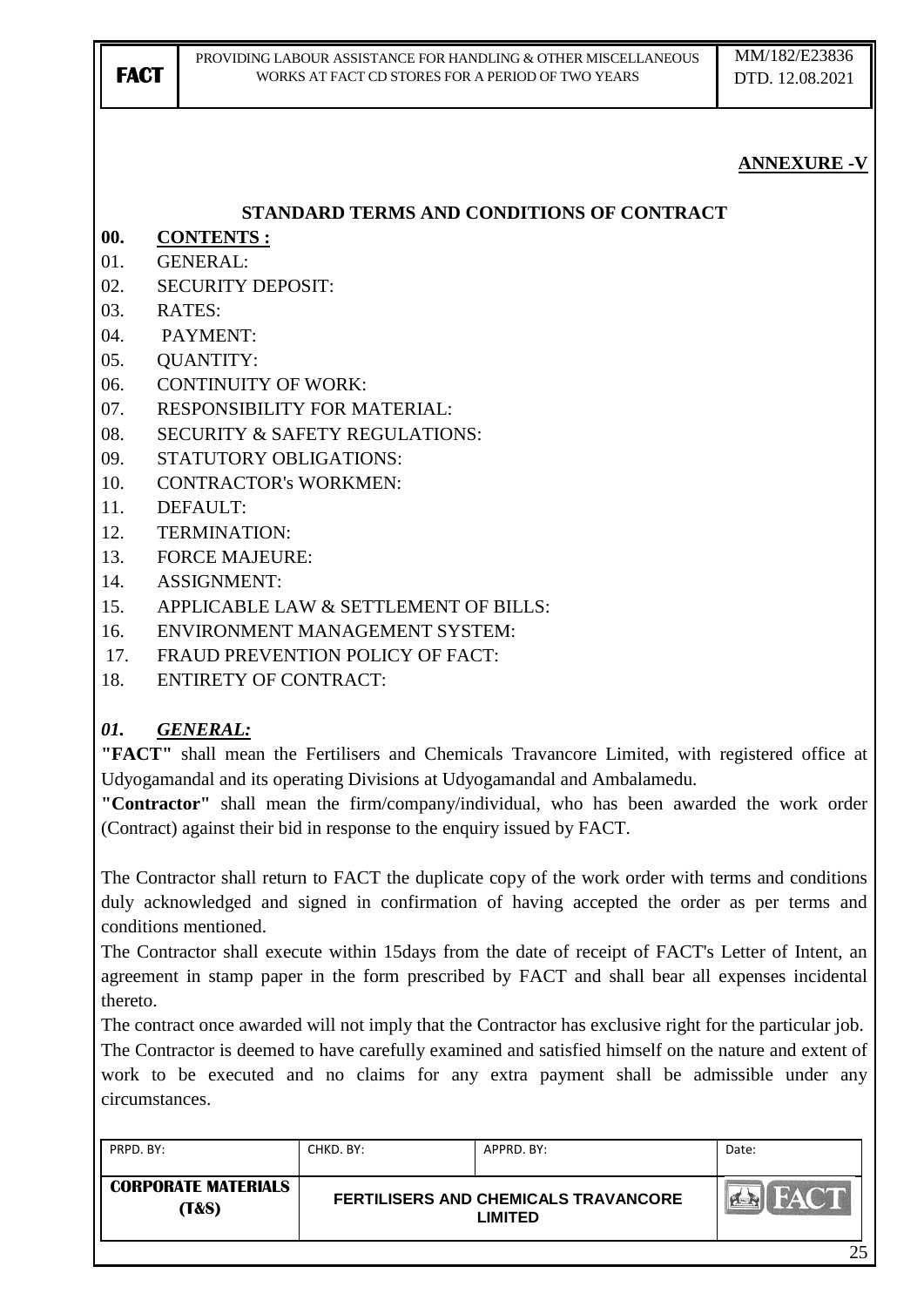**ANNEXURE -V**

## STANDARD TERMS AND CONDITIONS OF CONTRACT

**00. CONTENTS :**

01. GENERAL:
02. SECURITY DEPOSIT:
03. RATES:
04. PAYMENT:
05. QUANTITY:
06. CONTINUITY OF WORK:
07. RESPONSIBILITY FOR MATERIAL:
08. SECURITY & SAFETY REGULATIONS:
09. STATUTORY OBLIGATIONS:
10. CONTRACTOR's WORKMEN:
11. DEFAULT:
12. TERMINATION:
13. FORCE MAJEURE:
14. ASSIGNMENT:
15. APPLICABLE LAW & SETTLEMENT OF BILLS:
16. ENVIRONMENT MANAGEMENT SYSTEM:
17. FRAUD PREVENTION POLICY OF FACT:
18. ENTIRETY OF CONTRACT:

***01. GENERAL:***

**"FACT"** shall mean the Fertilisers and Chemicals Travancore Limited, with registered office at Udyogamandal and its operating Divisions at Udyogamandal and Ambalamedu.

**"Contractor"** shall mean the firm/company/individual, who has been awarded the work order (Contract) against their bid in response to the enquiry issued by FACT.

The Contractor shall return to FACT the duplicate copy of the work order with terms and conditions duly acknowledged and signed in confirmation of having accepted the order as per terms and conditions mentioned.

The Contractor shall execute within 15days from the date of receipt of FACT's Letter of Intent, an agreement in stamp paper in the form prescribed by FACT and shall bear all expenses incidental thereto.

The contract once awarded will not imply that the Contractor has exclusive right for the particular job.

The Contractor is deemed to have carefully examined and satisfied himself on the nature and extent of work to be executed and no claims for any extra payment shall be admissible under any circumstances.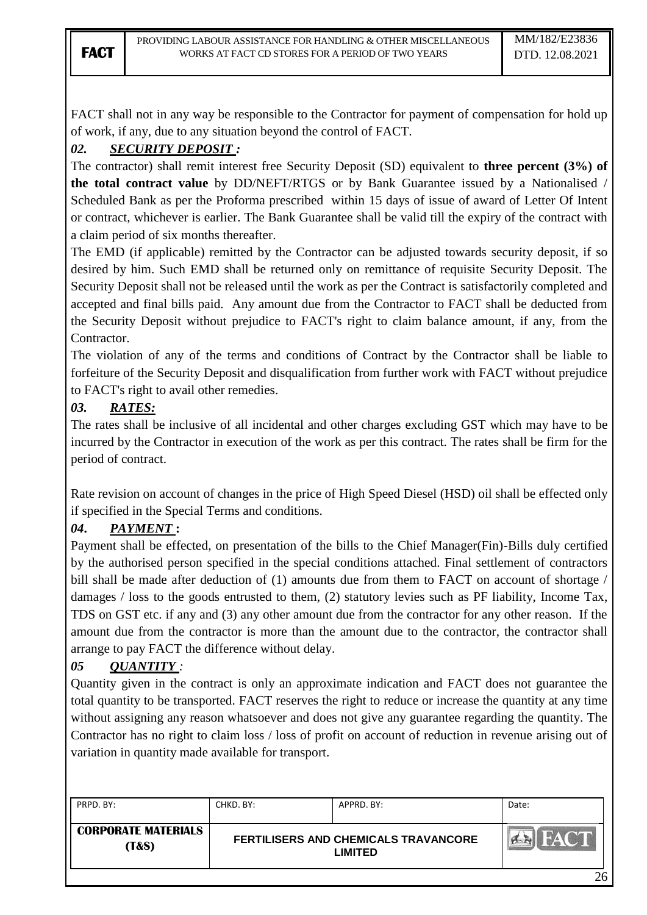FACT shall not in any way be responsible to the Contractor for payment of compensation for hold up of work, if any, due to any situation beyond the control of FACT.

***02. SECURITY DEPOSIT :***

The contractor) shall remit interest free Security Deposit (SD) equivalent to **three percent (3%) of the total contract value** by DD/NEFT/RTGS or by Bank Guarantee issued by a Nationalised / Scheduled Bank as per the Proforma prescribed within 15 days of issue of award of Letter Of Intent or contract, whichever is earlier. The Bank Guarantee shall be valid till the expiry of the contract with a claim period of six months thereafter.

The EMD (if applicable) remitted by the Contractor can be adjusted towards security deposit, if so desired by him. Such EMD shall be returned only on remittance of requisite Security Deposit. The Security Deposit shall not be released until the work as per the Contract is satisfactorily completed and accepted and final bills paid. Any amount due from the Contractor to FACT shall be deducted from the Security Deposit without prejudice to FACT's right to claim balance amount, if any, from the Contractor.

The violation of any of the terms and conditions of Contract by the Contractor shall be liable to forfeiture of the Security Deposit and disqualification from further work with FACT without prejudice to FACT's right to avail other remedies.

***03. RATES:***

The rates shall be inclusive of all incidental and other charges excluding GST which may have to be incurred by the Contractor in execution of the work as per this contract. The rates shall be firm for the period of contract.

Rate revision on account of changes in the price of High Speed Diesel (HSD) oil shall be effected only if specified in the Special Terms and conditions.

***04. PAYMENT :***

Payment shall be effected, on presentation of the bills to the Chief Manager(Fin)-Bills duly certified by the authorised person specified in the special conditions attached. Final settlement of contractors bill shall be made after deduction of (1) amounts due from them to FACT on account of shortage / damages / loss to the goods entrusted to them, (2) statutory levies such as PF liability, Income Tax, TDS on GST etc. if any and (3) any other amount due from the contractor for any other reason. If the amount due from the contractor is more than the amount due to the contractor, the contractor shall arrange to pay FACT the difference without delay.

***05 QUANTITY :***

Quantity given in the contract is only an approximate indication and FACT does not guarantee the total quantity to be transported. FACT reserves the right to reduce or increase the quantity at any time without assigning any reason whatsoever and does not give any guarantee regarding the quantity. The Contractor has no right to claim loss / loss of profit on account of reduction in revenue arising out of variation in quantity made available for transport.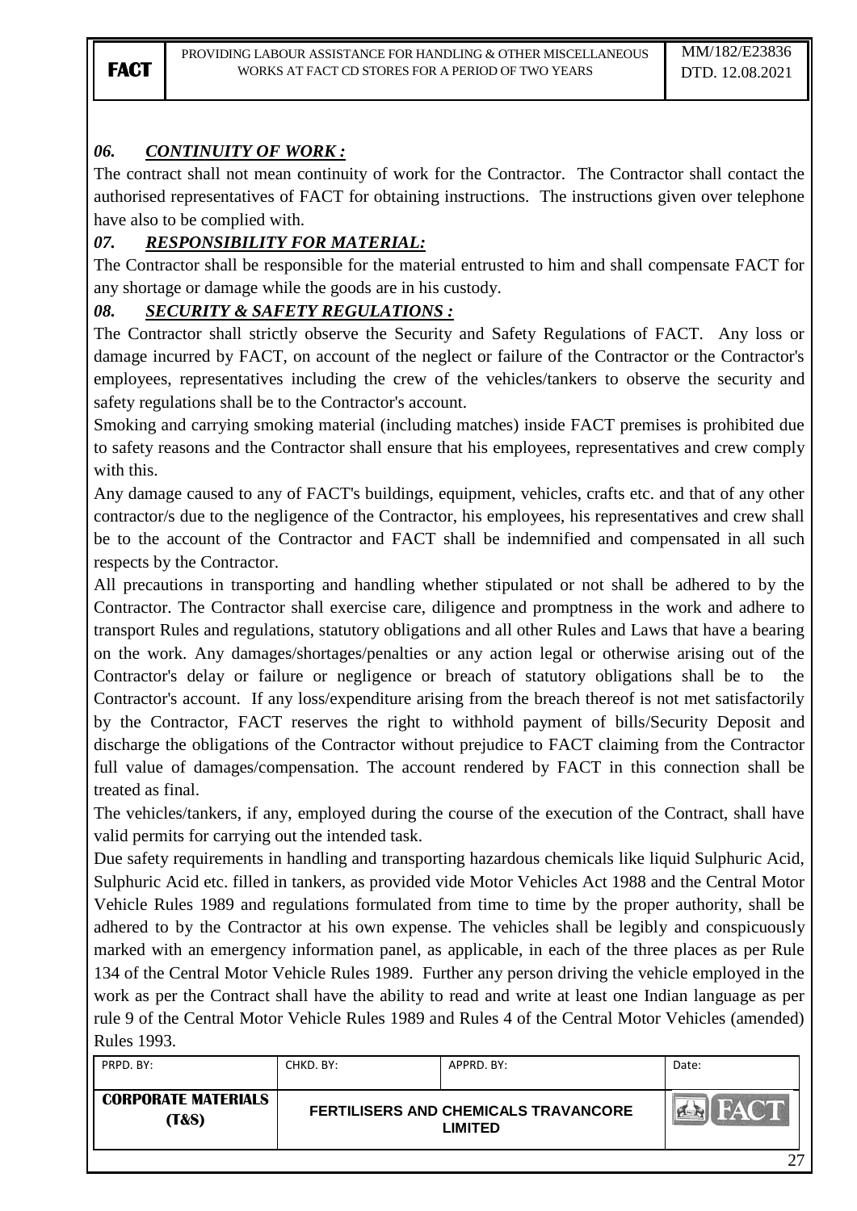### *06. CONTINUITY OF WORK :*

The contract shall not mean continuity of work for the Contractor. The Contractor shall contact the authorised representatives of FACT for obtaining instructions. The instructions given over telephone have also to be complied with.

### *07. RESPONSIBILITY FOR MATERIAL:*

The Contractor shall be responsible for the material entrusted to him and shall compensate FACT for any shortage or damage while the goods are in his custody.

### *08. SECURITY & SAFETY REGULATIONS :*

The Contractor shall strictly observe the Security and Safety Regulations of FACT. Any loss or damage incurred by FACT, on account of the neglect or failure of the Contractor or the Contractor's employees, representatives including the crew of the vehicles/tankers to observe the security and safety regulations shall be to the Contractor's account.

Smoking and carrying smoking material (including matches) inside FACT premises is prohibited due to safety reasons and the Contractor shall ensure that his employees, representatives and crew comply with this.

Any damage caused to any of FACT's buildings, equipment, vehicles, crafts etc. and that of any other contractor/s due to the negligence of the Contractor, his employees, his representatives and crew shall be to the account of the Contractor and FACT shall be indemnified and compensated in all such respects by the Contractor.

All precautions in transporting and handling whether stipulated or not shall be adhered to by the Contractor. The Contractor shall exercise care, diligence and promptness in the work and adhere to transport Rules and regulations, statutory obligations and all other Rules and Laws that have a bearing on the work. Any damages/shortages/penalties or any action legal or otherwise arising out of the Contractor's delay or failure or negligence or breach of statutory obligations shall be to the Contractor's account. If any loss/expenditure arising from the breach thereof is not met satisfactorily by the Contractor, FACT reserves the right to withhold payment of bills/Security Deposit and discharge the obligations of the Contractor without prejudice to FACT claiming from the Contractor full value of damages/compensation. The account rendered by FACT in this connection shall be treated as final.

The vehicles/tankers, if any, employed during the course of the execution of the Contract, shall have valid permits for carrying out the intended task.

Due safety requirements in handling and transporting hazardous chemicals like liquid Sulphuric Acid, Sulphuric Acid etc. filled in tankers, as provided vide Motor Vehicles Act 1988 and the Central Motor Vehicle Rules 1989 and regulations formulated from time to time by the proper authority, shall be adhered to by the Contractor at his own expense. The vehicles shall be legibly and conspicuously marked with an emergency information panel, as applicable, in each of the three places as per Rule 134 of the Central Motor Vehicle Rules 1989. Further any person driving the vehicle employed in the work as per the Contract shall have the ability to read and write at least one Indian language as per rule 9 of the Central Motor Vehicle Rules 1989 and Rules 4 of the Central Motor Vehicles (amended) Rules 1993.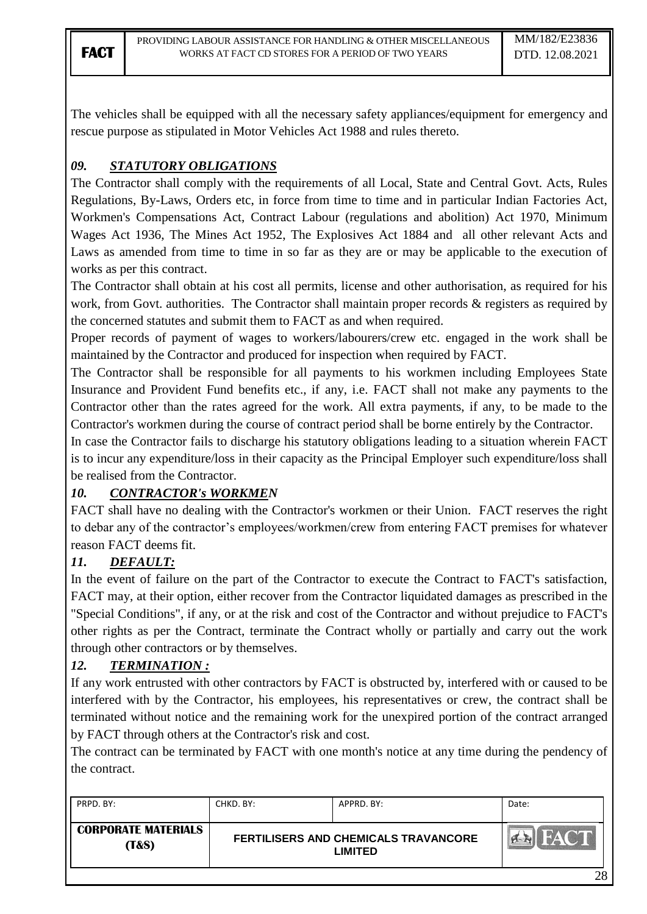The vehicles shall be equipped with all the necessary safety appliances/equipment for emergency and rescue purpose as stipulated in Motor Vehicles Act 1988 and rules thereto.

### *09. STATUTORY OBLIGATIONS*

The Contractor shall comply with the requirements of all Local, State and Central Govt. Acts, Rules Regulations, By-Laws, Orders etc, in force from time to time and in particular Indian Factories Act, Workmen's Compensations Act, Contract Labour (regulations and abolition) Act 1970, Minimum Wages Act 1936, The Mines Act 1952, The Explosives Act 1884 and all other relevant Acts and Laws as amended from time to time in so far as they are or may be applicable to the execution of works as per this contract.

The Contractor shall obtain at his cost all permits, license and other authorisation, as required for his work, from Govt. authorities. The Contractor shall maintain proper records & registers as required by the concerned statutes and submit them to FACT as and when required.

Proper records of payment of wages to workers/labourers/crew etc. engaged in the work shall be maintained by the Contractor and produced for inspection when required by FACT.

The Contractor shall be responsible for all payments to his workmen including Employees State Insurance and Provident Fund benefits etc., if any, i.e. FACT shall not make any payments to the Contractor other than the rates agreed for the work. All extra payments, if any, to be made to the Contractor's workmen during the course of contract period shall be borne entirely by the Contractor.

In case the Contractor fails to discharge his statutory obligations leading to a situation wherein FACT is to incur any expenditure/loss in their capacity as the Principal Employer such expenditure/loss shall be realised from the Contractor.

### *10. CONTRACTOR's WORKMEN*

FACT shall have no dealing with the Contractor's workmen or their Union. FACT reserves the right to debar any of the contractor's employees/workmen/crew from entering FACT premises for whatever reason FACT deems fit.

### *11. DEFAULT:*

In the event of failure on the part of the Contractor to execute the Contract to FACT's satisfaction, FACT may, at their option, either recover from the Contractor liquidated damages as prescribed in the "Special Conditions", if any, or at the risk and cost of the Contractor and without prejudice to FACT's other rights as per the Contract, terminate the Contract wholly or partially and carry out the work through other contractors or by themselves.

### *12. TERMINATION :*

If any work entrusted with other contractors by FACT is obstructed by, interfered with or caused to be interfered with by the Contractor, his employees, his representatives or crew, the contract shall be terminated without notice and the remaining work for the unexpired portion of the contract arranged by FACT through others at the Contractor's risk and cost.

The contract can be terminated by FACT with one month's notice at any time during the pendency of the contract.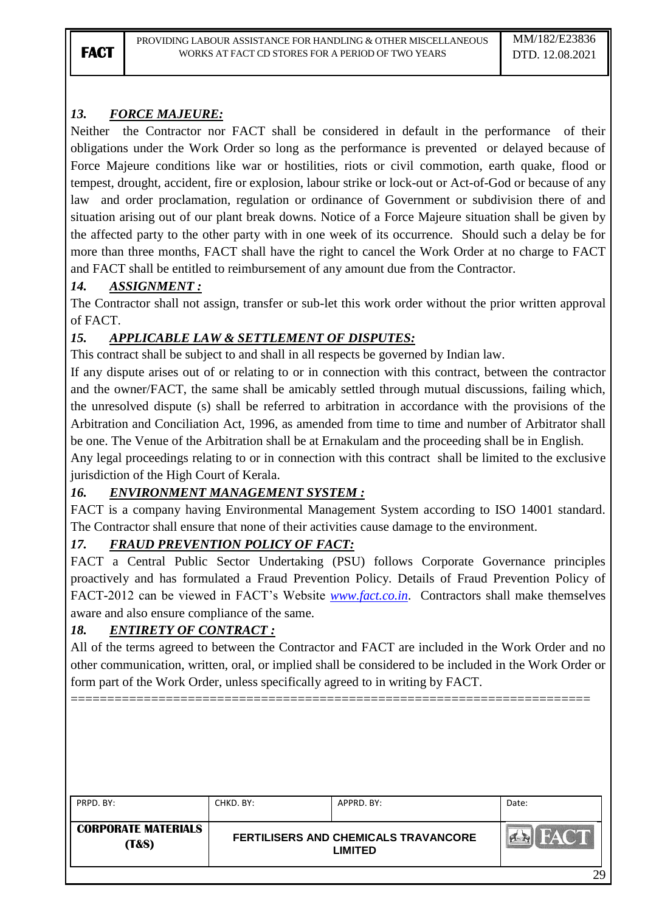### *13. FORCE MAJEURE:*

Neither the Contractor nor FACT shall be considered in default in the performance of their obligations under the Work Order so long as the performance is prevented or delayed because of Force Majeure conditions like war or hostilities, riots or civil commotion, earth quake, flood or tempest, drought, accident, fire or explosion, labour strike or lock-out or Act-of-God or because of any law and order proclamation, regulation or ordinance of Government or subdivision there of and situation arising out of our plant break downs. Notice of a Force Majeure situation shall be given by the affected party to the other party with in one week of its occurrence. Should such a delay be for more than three months, FACT shall have the right to cancel the Work Order at no charge to FACT and FACT shall be entitled to reimbursement of any amount due from the Contractor.

### *14. ASSIGNMENT :*

The Contractor shall not assign, transfer or sub-let this work order without the prior written approval of FACT.

### *15. APPLICABLE LAW & SETTLEMENT OF DISPUTES:*

This contract shall be subject to and shall in all respects be governed by Indian law.

If any dispute arises out of or relating to or in connection with this contract, between the contractor and the owner/FACT, the same shall be amicably settled through mutual discussions, failing which, the unresolved dispute (s) shall be referred to arbitration in accordance with the provisions of the Arbitration and Conciliation Act, 1996, as amended from time to time and number of Arbitrator shall be one. The Venue of the Arbitration shall be at Ernakulam and the proceeding shall be in English.

Any legal proceedings relating to or in connection with this contract shall be limited to the exclusive jurisdiction of the High Court of Kerala.

### *16. ENVIRONMENT MANAGEMENT SYSTEM :*

FACT is a company having Environmental Management System according to ISO 14001 standard. The Contractor shall ensure that none of their activities cause damage to the environment.

### *17. FRAUD PREVENTION POLICY OF FACT:*

FACT a Central Public Sector Undertaking (PSU) follows Corporate Governance principles proactively and has formulated a Fraud Prevention Policy. Details of Fraud Prevention Policy of FACT-2012 can be viewed in FACT's Website *www.fact.co.in*. Contractors shall make themselves aware and also ensure compliance of the same.

### *18. ENTIRETY OF CONTRACT :*

All of the terms agreed to between the Contractor and FACT are included in the Work Order and no other communication, written, oral, or implied shall be considered to be included in the Work Order or form part of the Work Order, unless specifically agreed to in writing by FACT.

====================================================================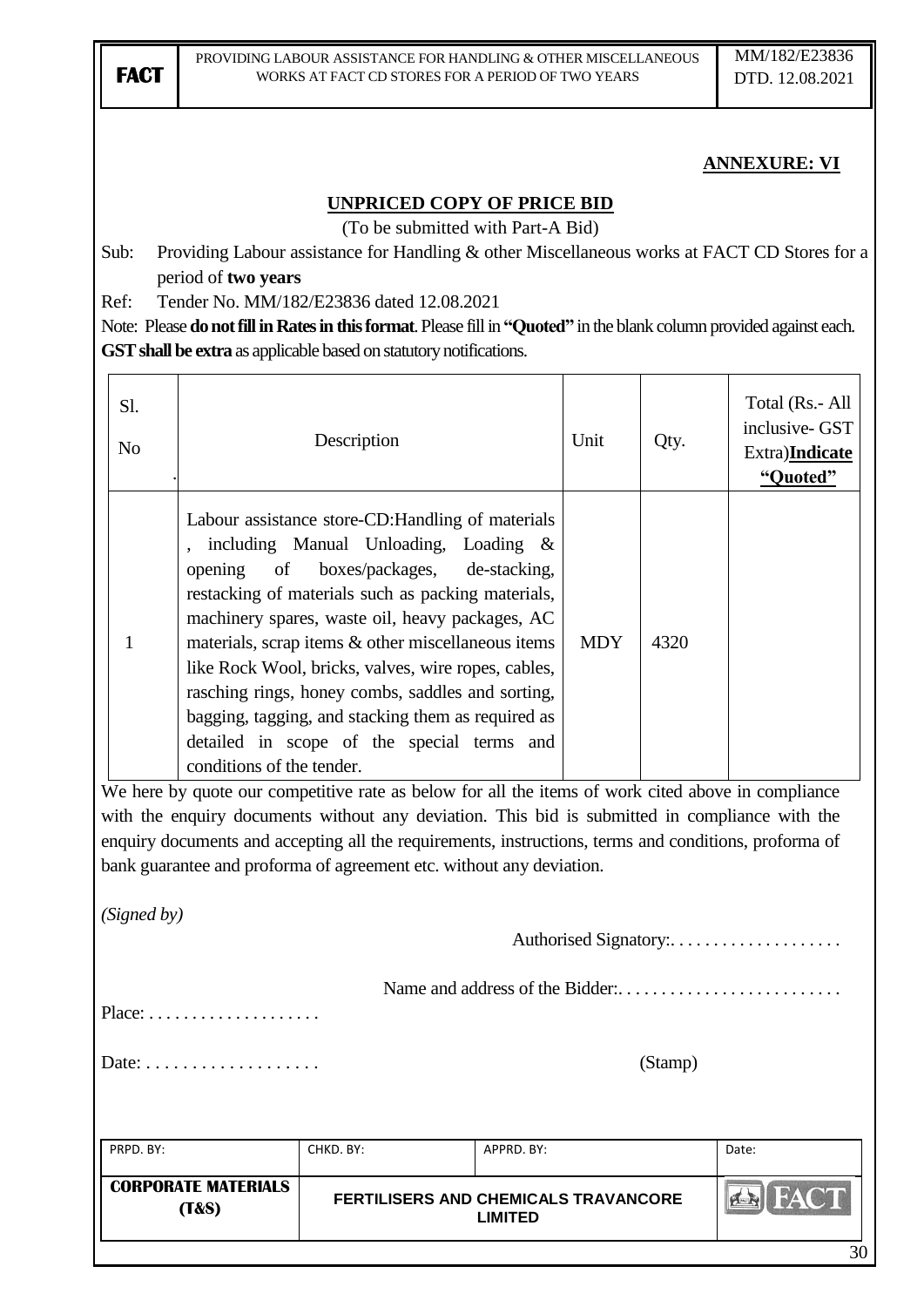**ANNEXURE: VI**

**UNPRICED COPY OF PRICE BID**

(To be submitted with Part-A Bid)

Sub: Providing Labour assistance for Handling & other Miscellaneous works at FACT CD Stores for a period of **two years**

Ref: Tender No. MM/182/E23836 dated 12.08.2021

Note: Please **do not fill in Rates in this format**. Please fill in **"Quoted"** in the blank column provided against each. **GST shall be extra** as applicable based on statutory notifications.

| Sl. No. | Description | Unit | Qty. | Total (Rs.- All inclusive- GST Extra)**Indicate "Quoted"** |
|---|---|---|---|---|
| 1 | Labour assistance store-CD:Handling of materials , including Manual Unloading, Loading & opening of boxes/packages, de-stacking, restacking of materials such as packing materials, machinery spares, waste oil, heavy packages, AC materials, scrap items & other miscellaneous items like Rock Wool, bricks, valves, wire ropes, cables, rasching rings, honey combs, saddles and sorting, bagging, tagging, and stacking them as required as detailed in scope of the special terms and conditions of the tender. | MDY | 4320 | |

We here by quote our competitive rate as below for all the items of work cited above in compliance with the enquiry documents without any deviation. This bid is submitted in compliance with the enquiry documents and accepting all the requirements, instructions, terms and conditions, proforma of bank guarantee and proforma of agreement etc. without any deviation.

*(Signed by)*

Authorised Signatory:. . . . . . . . . . . . . . . . . . . .

Name and address of the Bidder:. . . . . . . . . . . . . . . . . . . . . . . . . .

Place: . . . . . . . . . . . . . . . . . . . .

Date: . . . . . . . . . . . . . . . . . . . (Stamp)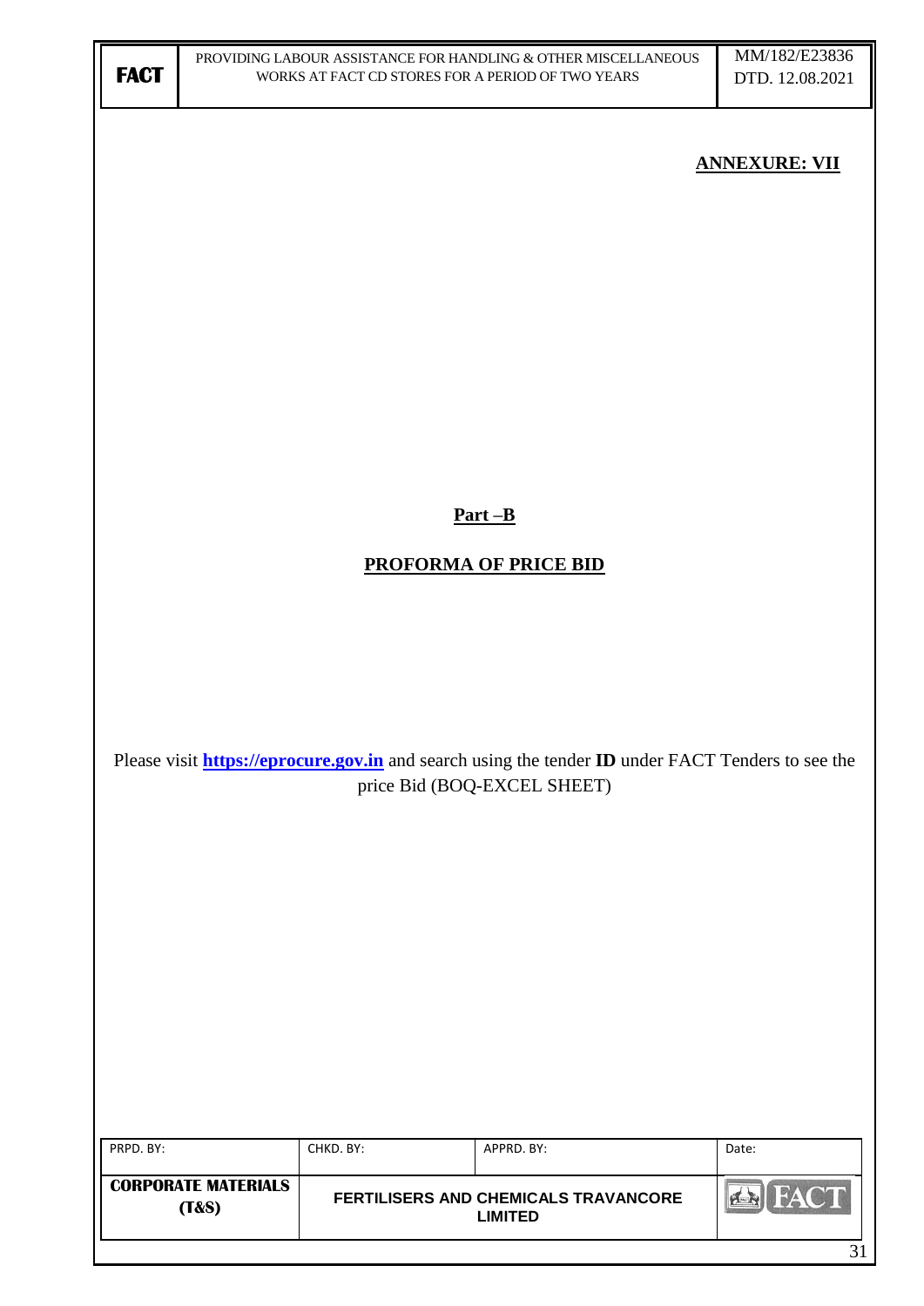**ANNEXURE: VII**

**Part –B**

**PROFORMA OF PRICE BID**

Please visit **https://eprocure.gov.in** and search using the tender **ID** under FACT Tenders to see the price Bid (BOQ-EXCEL SHEET)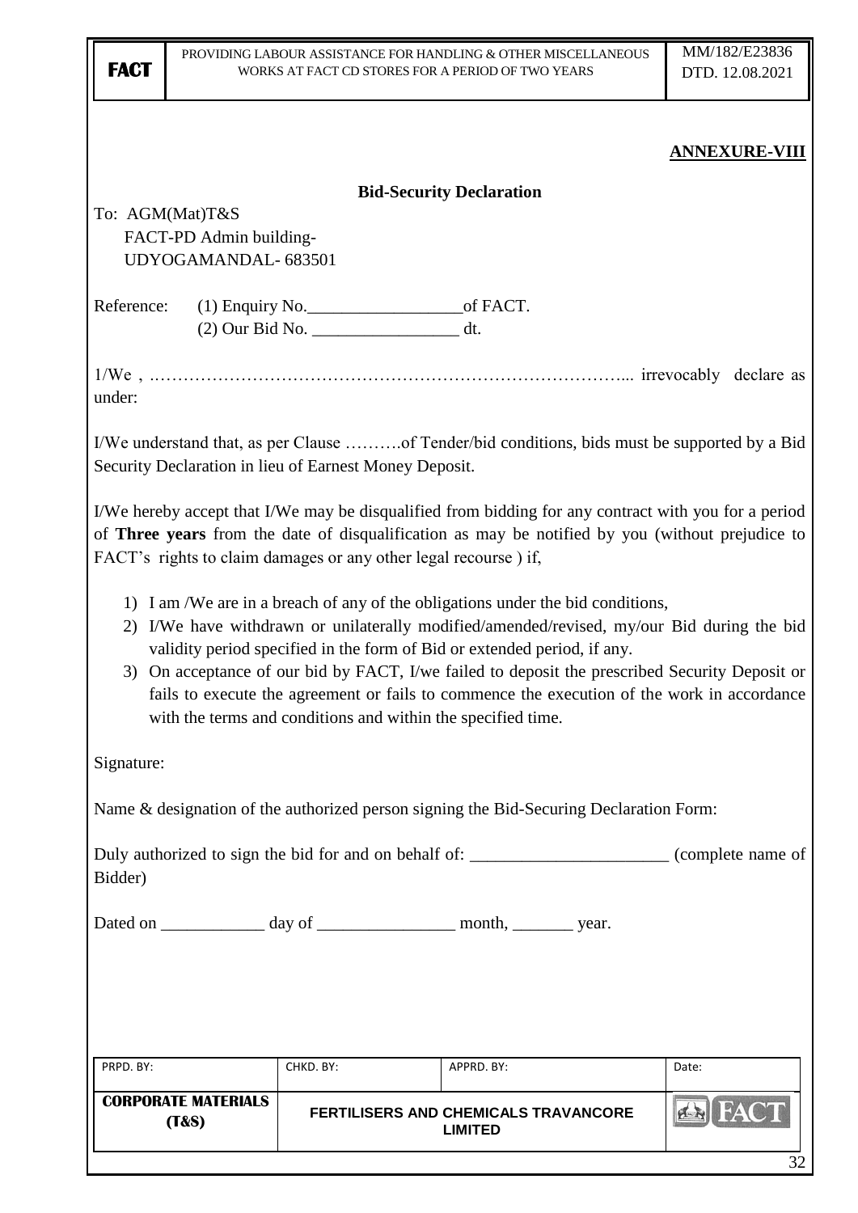## ANNEXURE-VIII

### Bid-Security Declaration

To: AGM(Mat)T&S
FACT-PD Admin building-
UDYOGAMANDAL- 683501

Reference: (1) Enquiry No.__________________of FACT.
(2) Our Bid No. _________________ dt.

1/We , ..………………………………………………………………………... irrevocably declare as under:

I/We understand that, as per Clause ……….of Tender/bid conditions, bids must be supported by a Bid Security Declaration in lieu of Earnest Money Deposit.

I/We hereby accept that I/We may be disqualified from bidding for any contract with you for a period of **Three years** from the date of disqualification as may be notified by you (without prejudice to FACT's rights to claim damages or any other legal recourse ) if,

1) I am /We are in a breach of any of the obligations under the bid conditions,
2) I/We have withdrawn or unilaterally modified/amended/revised, my/our Bid during the bid validity period specified in the form of Bid or extended period, if any.
3) On acceptance of our bid by FACT, I/we failed to deposit the prescribed Security Deposit or fails to execute the agreement or fails to commence the execution of the work in accordance with the terms and conditions and within the specified time.

Signature:

Name & designation of the authorized person signing the Bid-Securing Declaration Form:

Duly authorized to sign the bid for and on behalf of: _______________________ (complete name of Bidder)

Dated on ____________ day of ________________ month, _______ year.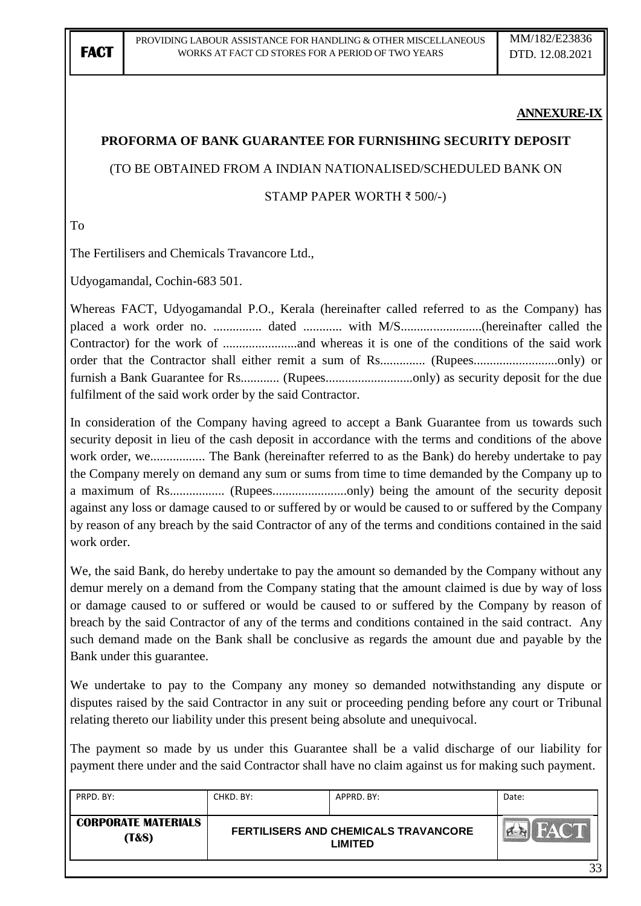**ANNEXURE-IX**

**PROFORMA OF BANK GUARANTEE FOR FURNISHING SECURITY DEPOSIT**

(TO BE OBTAINED FROM A INDIAN NATIONALISED/SCHEDULED BANK ON

STAMP PAPER WORTH ₹ 500/-)

To

The Fertilisers and Chemicals Travancore Ltd.,

Udyogamandal, Cochin-683 501.

Whereas FACT, Udyogamandal P.O., Kerala (hereinafter called referred to as the Company) has placed a work order no. ............... dated ............ with M/S.........................(hereinafter called the Contractor) for the work of .......................and whereas it is one of the conditions of the said work order that the Contractor shall either remit a sum of Rs.............. (Rupees..........................only) or furnish a Bank Guarantee for Rs............ (Rupees...........................only) as security deposit for the due fulfilment of the said work order by the said Contractor.

In consideration of the Company having agreed to accept a Bank Guarantee from us towards such security deposit in lieu of the cash deposit in accordance with the terms and conditions of the above work order, we................. The Bank (hereinafter referred to as the Bank) do hereby undertake to pay the Company merely on demand any sum or sums from time to time demanded by the Company up to a maximum of Rs................. (Rupees.......................only) being the amount of the security deposit against any loss or damage caused to or suffered by or would be caused to or suffered by the Company by reason of any breach by the said Contractor of any of the terms and conditions contained in the said work order.

We, the said Bank, do hereby undertake to pay the amount so demanded by the Company without any demur merely on a demand from the Company stating that the amount claimed is due by way of loss or damage caused to or suffered or would be caused to or suffered by the Company by reason of breach by the said Contractor of any of the terms and conditions contained in the said contract. Any such demand made on the Bank shall be conclusive as regards the amount due and payable by the Bank under this guarantee.

We undertake to pay to the Company any money so demanded notwithstanding any dispute or disputes raised by the said Contractor in any suit or proceeding pending before any court or Tribunal relating thereto our liability under this present being absolute and unequivocal.

The payment so made by us under this Guarantee shall be a valid discharge of our liability for payment there under and the said Contractor shall have no claim against us for making such payment.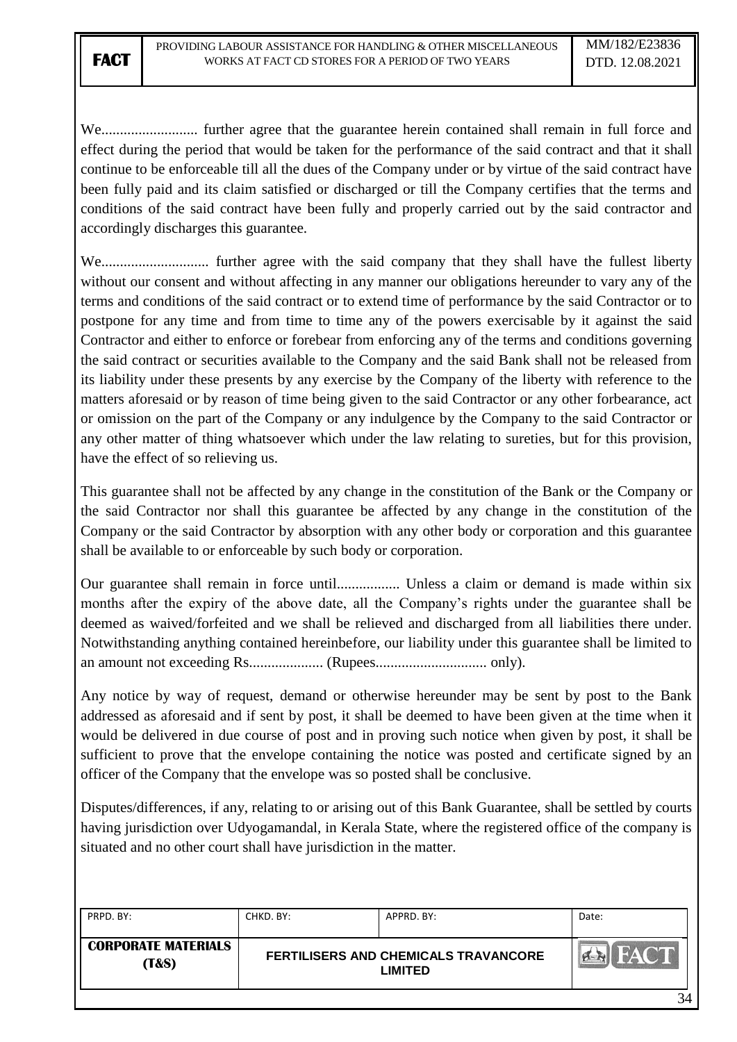We.......................... further agree that the guarantee herein contained shall remain in full force and effect during the period that would be taken for the performance of the said contract and that it shall continue to be enforceable till all the dues of the Company under or by virtue of the said contract have been fully paid and its claim satisfied or discharged or till the Company certifies that the terms and conditions of the said contract have been fully and properly carried out by the said contractor and accordingly discharges this guarantee.

We............................ further agree with the said company that they shall have the fullest liberty without our consent and without affecting in any manner our obligations hereunder to vary any of the terms and conditions of the said contract or to extend time of performance by the said Contractor or to postpone for any time and from time to time any of the powers exercisable by it against the said Contractor and either to enforce or forebear from enforcing any of the terms and conditions governing the said contract or securities available to the Company and the said Bank shall not be released from its liability under these presents by any exercise by the Company of the liberty with reference to the matters aforesaid or by reason of time being given to the said Contractor or any other forbearance, act or omission on the part of the Company or any indulgence by the Company to the said Contractor or any other matter of thing whatsoever which under the law relating to sureties, but for this provision, have the effect of so relieving us.

This guarantee shall not be affected by any change in the constitution of the Bank or the Company or the said Contractor nor shall this guarantee be affected by any change in the constitution of the Company or the said Contractor by absorption with any other body or corporation and this guarantee shall be available to or enforceable by such body or corporation.

Our guarantee shall remain in force until................. Unless a claim or demand is made within six months after the expiry of the above date, all the Company's rights under the guarantee shall be deemed as waived/forfeited and we shall be relieved and discharged from all liabilities there under. Notwithstanding anything contained hereinbefore, our liability under this guarantee shall be limited to an amount not exceeding Rs.................... (Rupees.............................. only).

Any notice by way of request, demand or otherwise hereunder may be sent by post to the Bank addressed as aforesaid and if sent by post, it shall be deemed to have been given at the time when it would be delivered in due course of post and in proving such notice when given by post, it shall be sufficient to prove that the envelope containing the notice was posted and certificate signed by an officer of the Company that the envelope was so posted shall be conclusive.

Disputes/differences, if any, relating to or arising out of this Bank Guarantee, shall be settled by courts having jurisdiction over Udyogamandal, in Kerala State, where the registered office of the company is situated and no other court shall have jurisdiction in the matter.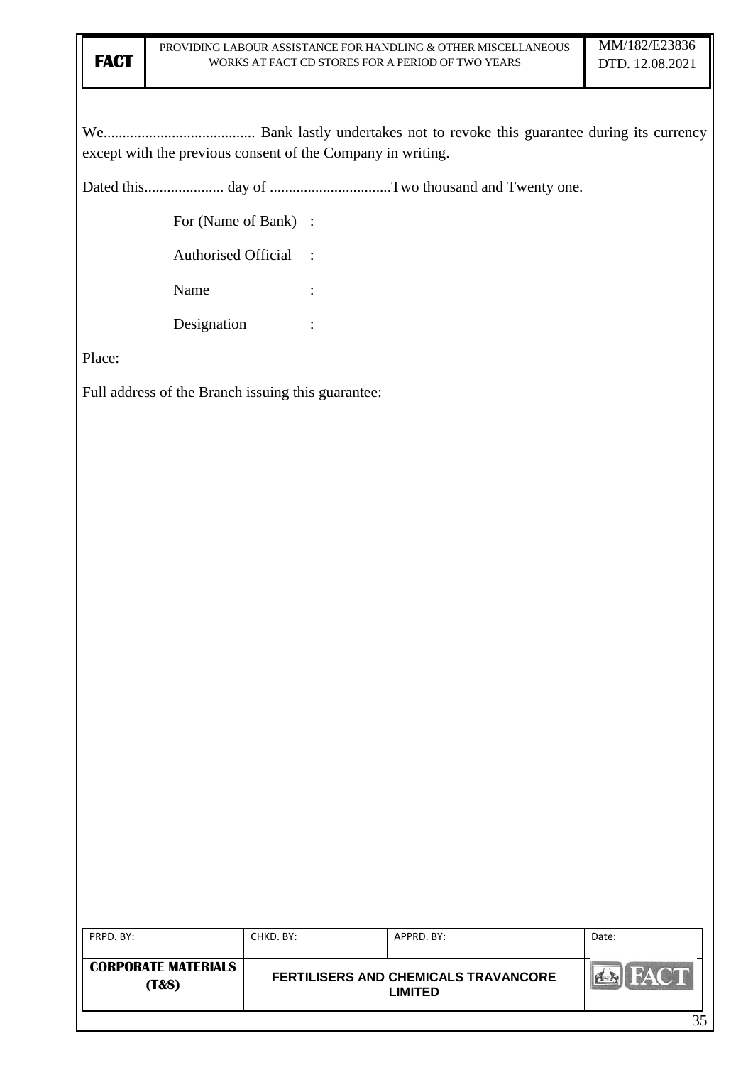We........................................ Bank lastly undertakes not to revoke this guarantee during its currency except with the previous consent of the Company in writing.

Dated this..................... day of ................................Two thousand and Twenty one.

For (Name of Bank) :

Authorised Official :

Name :

Designation :

Place:

Full address of the Branch issuing this guarantee: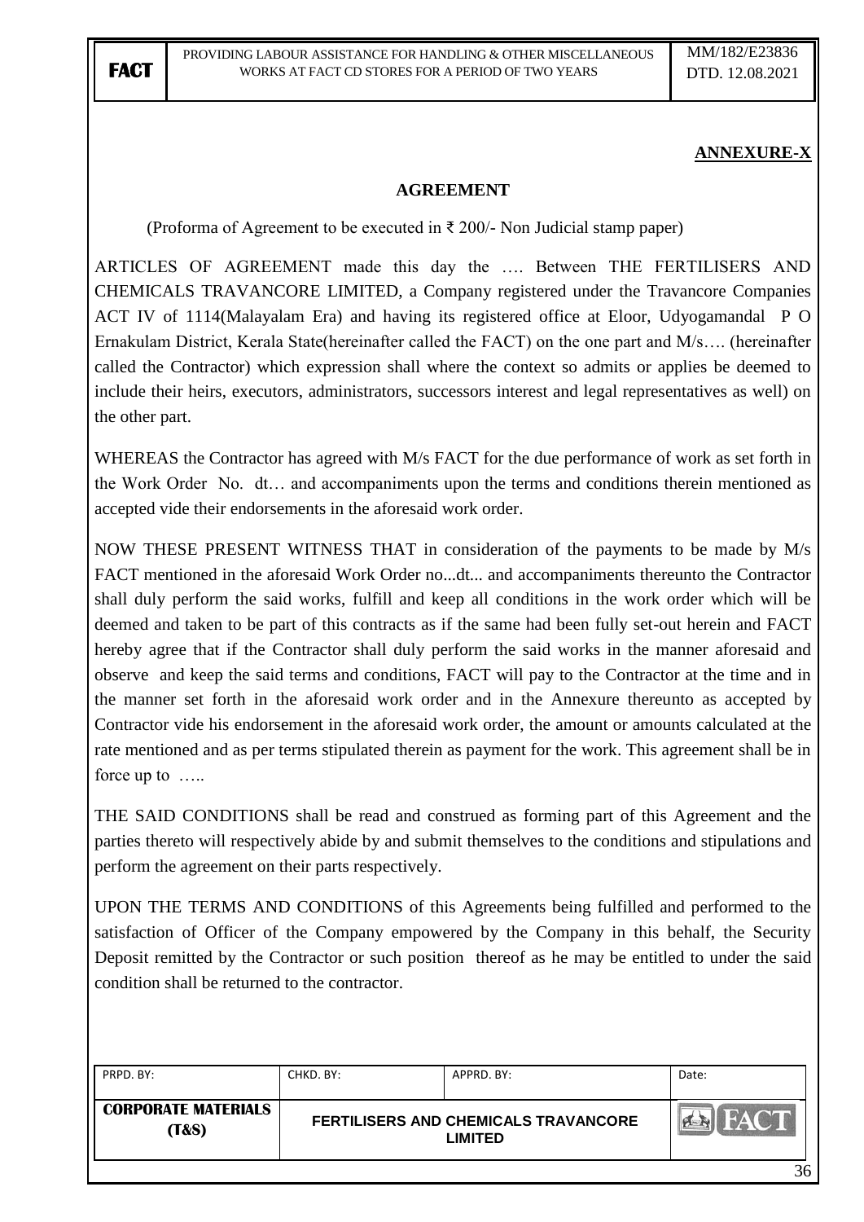**ANNEXURE-X**

**AGREEMENT**

(Proforma of Agreement to be executed in ₹ 200/- Non Judicial stamp paper)

ARTICLES OF AGREEMENT made this day the …. Between THE FERTILISERS AND CHEMICALS TRAVANCORE LIMITED, a Company registered under the Travancore Companies ACT IV of 1114(Malayalam Era) and having its registered office at Eloor, Udyogamandal P O Ernakulam District, Kerala State(hereinafter called the FACT) on the one part and M/s…. (hereinafter called the Contractor) which expression shall where the context so admits or applies be deemed to include their heirs, executors, administrators, successors interest and legal representatives as well) on the other part.

WHEREAS the Contractor has agreed with M/s FACT for the due performance of work as set forth in the Work Order No. dt… and accompaniments upon the terms and conditions therein mentioned as accepted vide their endorsements in the aforesaid work order.

NOW THESE PRESENT WITNESS THAT in consideration of the payments to be made by M/s FACT mentioned in the aforesaid Work Order no...dt... and accompaniments thereunto the Contractor shall duly perform the said works, fulfill and keep all conditions in the work order which will be deemed and taken to be part of this contracts as if the same had been fully set-out herein and FACT hereby agree that if the Contractor shall duly perform the said works in the manner aforesaid and observe and keep the said terms and conditions, FACT will pay to the Contractor at the time and in the manner set forth in the aforesaid work order and in the Annexure thereunto as accepted by Contractor vide his endorsement in the aforesaid work order, the amount or amounts calculated at the rate mentioned and as per terms stipulated therein as payment for the work. This agreement shall be in force up to …..

THE SAID CONDITIONS shall be read and construed as forming part of this Agreement and the parties thereto will respectively abide by and submit themselves to the conditions and stipulations and perform the agreement on their parts respectively.

UPON THE TERMS AND CONDITIONS of this Agreements being fulfilled and performed to the satisfaction of Officer of the Company empowered by the Company in this behalf, the Security Deposit remitted by the Contractor or such position thereof as he may be entitled to under the said condition shall be returned to the contractor.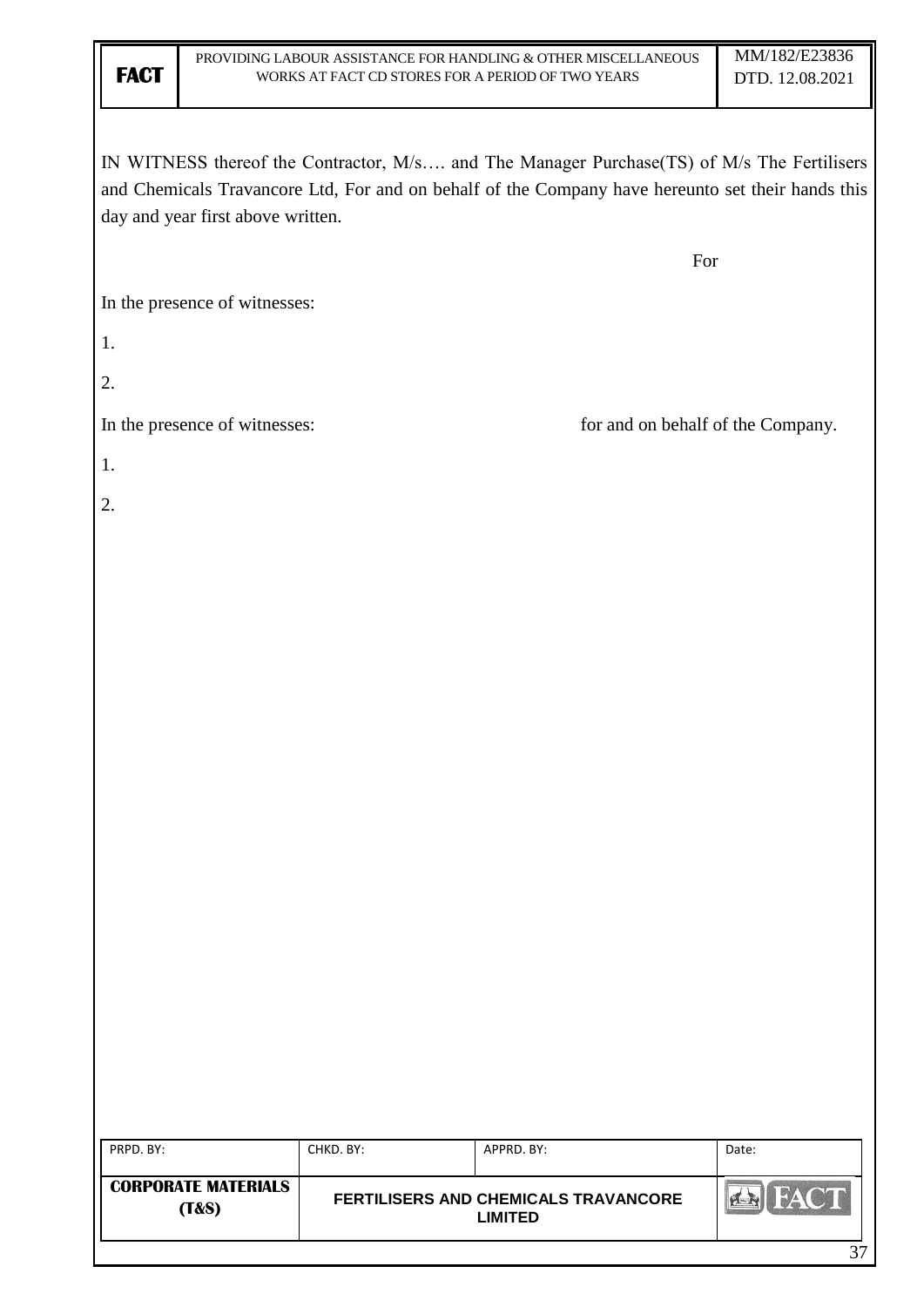IN WITNESS thereof the Contractor, M/s…. and The Manager Purchase(TS) of M/s The Fertilisers and Chemicals Travancore Ltd, For and on behalf of the Company have hereunto set their hands this day and year first above written.

For

In the presence of witnesses:

1.

2.

In the presence of witnesses: for and on behalf of the Company.

1.

2.